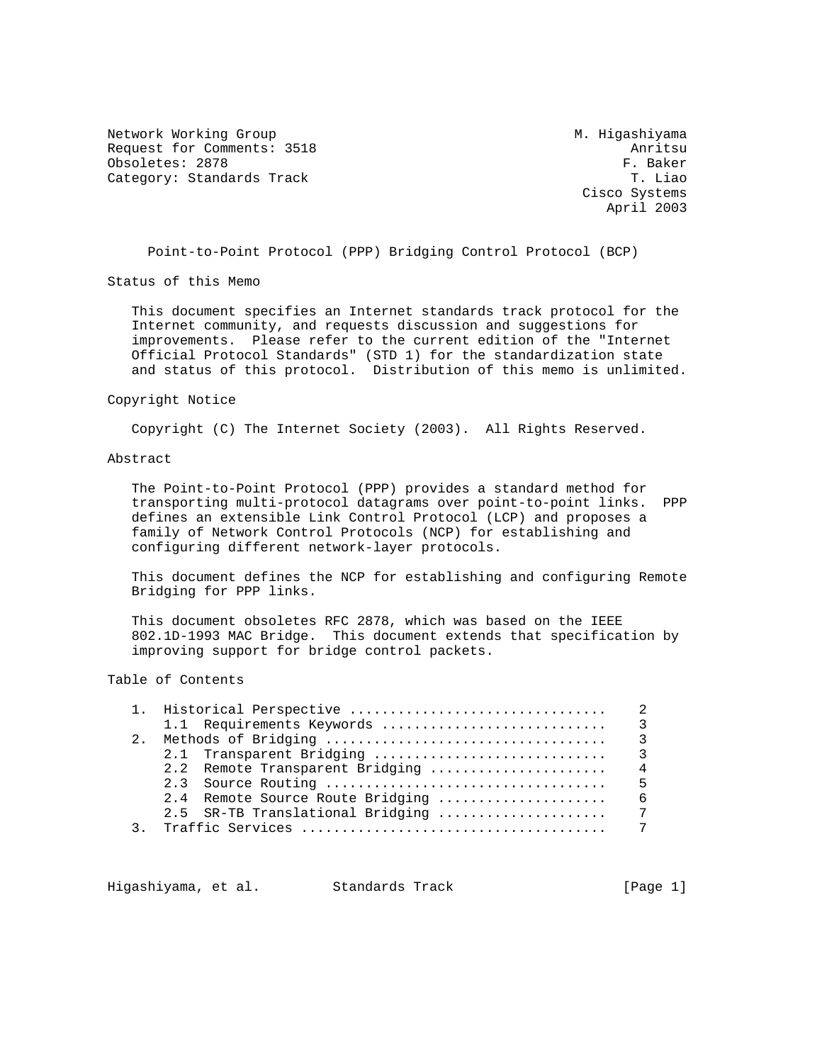Network Working Group M. Higashiyama
Request for Comments: 3518 Anritsu
Obsoletes: 2878 F. Baker
Category: Standards Track T. Liao
Cisco Systems
April 2003

# Point-to-Point Protocol (PPP) Bridging Control Protocol (BCP)

## Status of this Memo

This document specifies an Internet standards track protocol for the Internet community, and requests discussion and suggestions for improvements. Please refer to the current edition of the "Internet Official Protocol Standards" (STD 1) for the standardization state and status of this protocol. Distribution of this memo is unlimited.

## Copyright Notice

Copyright (C) The Internet Society (2003). All Rights Reserved.

## Abstract

The Point-to-Point Protocol (PPP) provides a standard method for transporting multi-protocol datagrams over point-to-point links. PPP defines an extensible Link Control Protocol (LCP) and proposes a family of Network Control Protocols (NCP) for establishing and configuring different network-layer protocols.

This document defines the NCP for establishing and configuring Remote Bridging for PPP links.

This document obsoletes RFC 2878, which was based on the IEEE 802.1D-1993 MAC Bridge. This document extends that specification by improving support for bridge control packets.

## Table of Contents

```
   1.  Historical Perspective ...............................    2
       1.1  Requirements Keywords ...........................    3
   2.  Methods of Bridging ..................................    3
       2.1  Transparent Bridging ............................    3
       2.2  Remote Transparent Bridging .....................    4
       2.3  Source Routing ..................................    5
       2.4  Remote Source Route Bridging ....................    6
       2.5  SR-TB Translational Bridging ....................    7
   3.  Traffic Services .....................................    7
```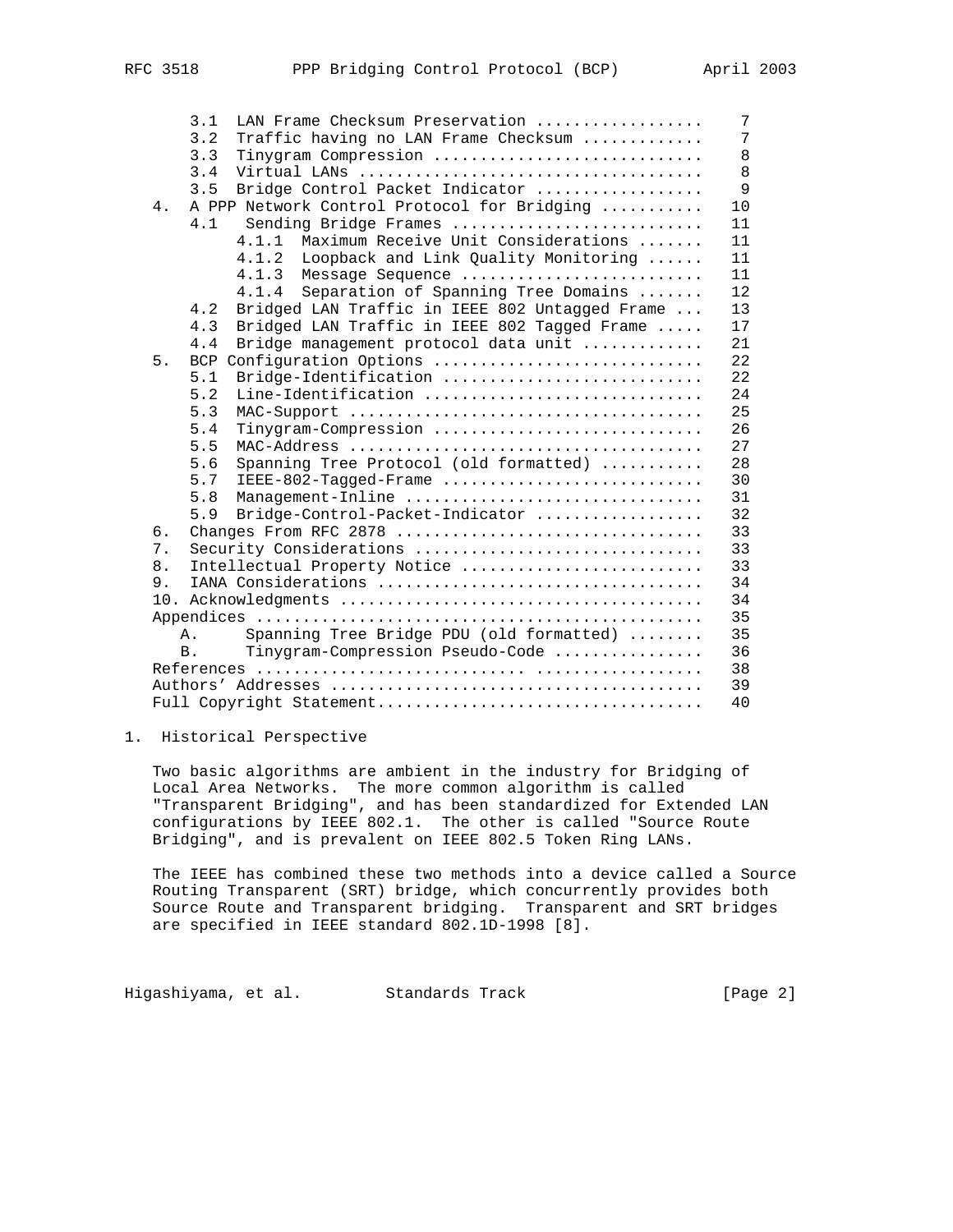```
      3.1  LAN Frame Checksum Preservation ..................    7
      3.2  Traffic having no LAN Frame Checksum .............    7
      3.3  Tinygram Compression .............................    8
      3.4  Virtual LANs .....................................    8
      3.5  Bridge Control Packet Indicator ..................    9
   4.  A PPP Network Control Protocol for Bridging ...........   10
      4.1   Sending Bridge Frames ...........................   11
            4.1.1  Maximum Receive Unit Considerations .......   11
            4.1.2  Loopback and Link Quality Monitoring ......   11
            4.1.3  Message Sequence ..........................   11
            4.1.4  Separation of Spanning Tree Domains .......   12
      4.2  Bridged LAN Traffic in IEEE 802 Untagged Frame ...   13
      4.3  Bridged LAN Traffic in IEEE 802 Tagged Frame .....   17
      4.4  Bridge management protocol data unit .............   21
   5.  BCP Configuration Options .............................   22
      5.1  Bridge-Identification ............................   22
      5.2  Line-Identification ..............................   24
      5.3  MAC-Support ......................................   25
      5.4  Tinygram-Compression .............................   26
      5.5  MAC-Address ......................................   27
      5.6  Spanning Tree Protocol (old formatted) ...........   28
      5.7  IEEE-802-Tagged-Frame ............................   30
      5.8  Management-Inline ................................   31
      5.9  Bridge-Control-Packet-Indicator ..................   32
   6.  Changes From RFC 2878 .................................   33
   7.  Security Considerations ...............................   33
   8.  Intellectual Property Notice ..........................   33
   9.  IANA Considerations ...................................   34
   10. Acknowledgments .......................................   34
   Appendices ................................................   35
     A.     Spanning Tree Bridge PDU (old formatted) ........   35
     B.     Tinygram-Compression Pseudo-Code ................   36
   References ............................. ..................   38
   Authors' Addresses ........................................   39
   Full Copyright Statement...................................   40
```

## 1. Historical Perspective

Two basic algorithms are ambient in the industry for Bridging of Local Area Networks. The more common algorithm is called "Transparent Bridging", and has been standardized for Extended LAN configurations by IEEE 802.1. The other is called "Source Route Bridging", and is prevalent on IEEE 802.5 Token Ring LANs.

The IEEE has combined these two methods into a device called a Source Routing Transparent (SRT) bridge, which concurrently provides both Source Route and Transparent bridging. Transparent and SRT bridges are specified in IEEE standard 802.1D-1998 [8].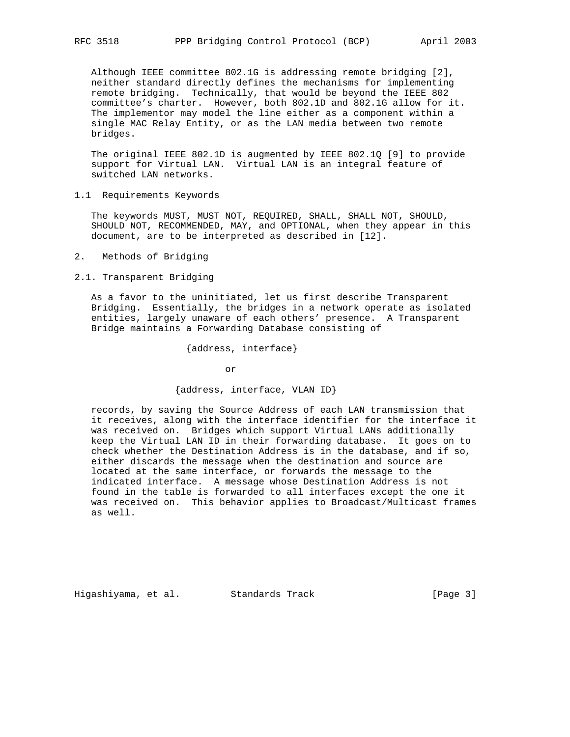Although IEEE committee 802.1G is addressing remote bridging [2], neither standard directly defines the mechanisms for implementing remote bridging. Technically, that would be beyond the IEEE 802 committee's charter. However, both 802.1D and 802.1G allow for it. The implementor may model the line either as a component within a single MAC Relay Entity, or as the LAN media between two remote bridges.

The original IEEE 802.1D is augmented by IEEE 802.1Q [9] to provide support for Virtual LAN. Virtual LAN is an integral feature of switched LAN networks.

### 1.1 Requirements Keywords

The keywords MUST, MUST NOT, REQUIRED, SHALL, SHALL NOT, SHOULD, SHOULD NOT, RECOMMENDED, MAY, and OPTIONAL, when they appear in this document, are to be interpreted as described in [12].

## 2. Methods of Bridging

### 2.1. Transparent Bridging

As a favor to the uninitiated, let us first describe Transparent Bridging. Essentially, the bridges in a network operate as isolated entities, largely unaware of each others' presence. A Transparent Bridge maintains a Forwarding Database consisting of

```
                  {address, interface}

                          or

                {address, interface, VLAN ID}
```

records, by saving the Source Address of each LAN transmission that it receives, along with the interface identifier for the interface it was received on. Bridges which support Virtual LANs additionally keep the Virtual LAN ID in their forwarding database. It goes on to check whether the Destination Address is in the database, and if so, either discards the message when the destination and source are located at the same interface, or forwards the message to the indicated interface. A message whose Destination Address is not found in the table is forwarded to all interfaces except the one it was received on. This behavior applies to Broadcast/Multicast frames as well.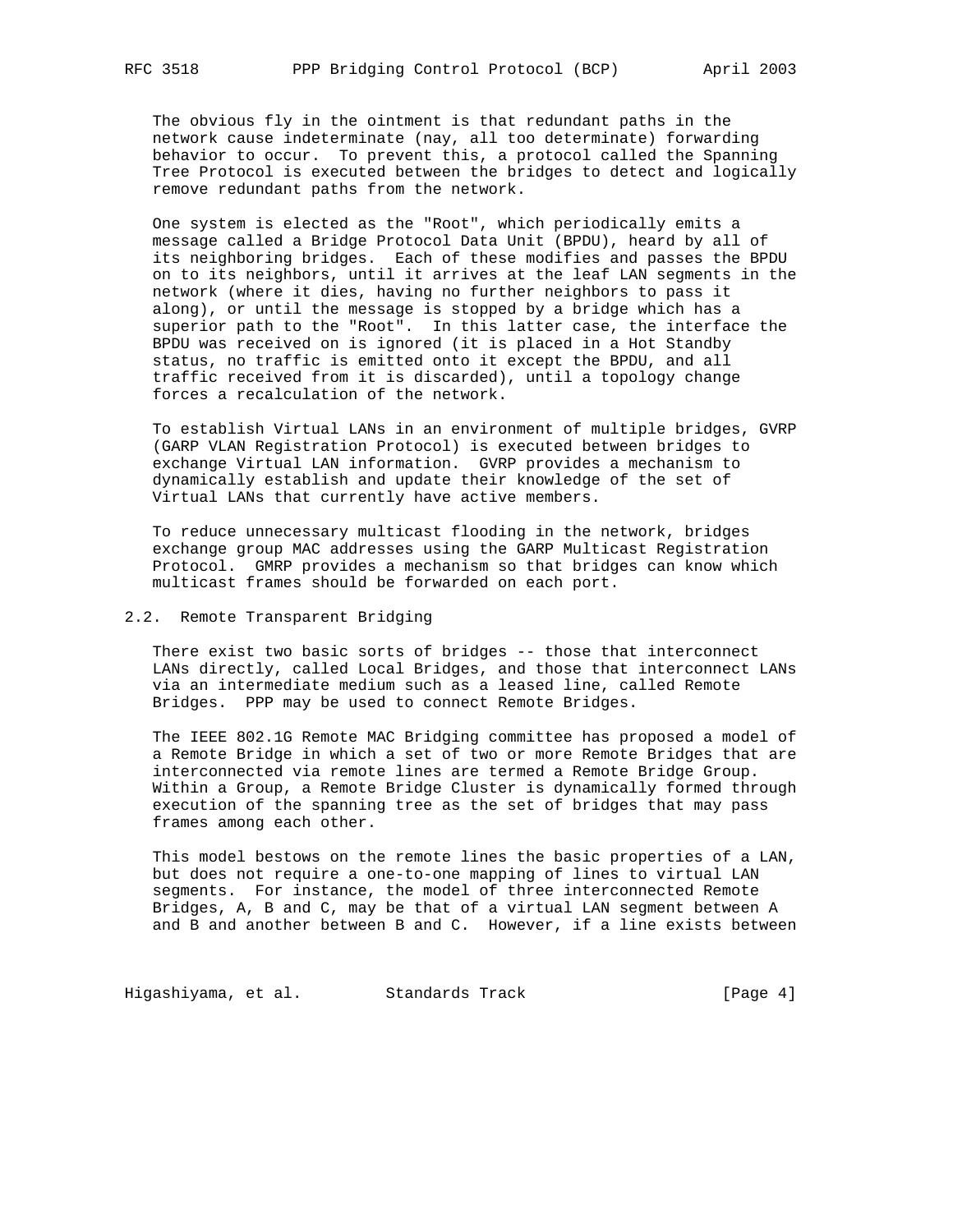The obvious fly in the ointment is that redundant paths in the network cause indeterminate (nay, all too determinate) forwarding behavior to occur. To prevent this, a protocol called the Spanning Tree Protocol is executed between the bridges to detect and logically remove redundant paths from the network.

One system is elected as the "Root", which periodically emits a message called a Bridge Protocol Data Unit (BPDU), heard by all of its neighboring bridges. Each of these modifies and passes the BPDU on to its neighbors, until it arrives at the leaf LAN segments in the network (where it dies, having no further neighbors to pass it along), or until the message is stopped by a bridge which has a superior path to the "Root". In this latter case, the interface the BPDU was received on is ignored (it is placed in a Hot Standby status, no traffic is emitted onto it except the BPDU, and all traffic received from it is discarded), until a topology change forces a recalculation of the network.

To establish Virtual LANs in an environment of multiple bridges, GVRP (GARP VLAN Registration Protocol) is executed between bridges to exchange Virtual LAN information. GVRP provides a mechanism to dynamically establish and update their knowledge of the set of Virtual LANs that currently have active members.

To reduce unnecessary multicast flooding in the network, bridges exchange group MAC addresses using the GARP Multicast Registration Protocol. GMRP provides a mechanism so that bridges can know which multicast frames should be forwarded on each port.

## 2.2. Remote Transparent Bridging

There exist two basic sorts of bridges -- those that interconnect LANs directly, called Local Bridges, and those that interconnect LANs via an intermediate medium such as a leased line, called Remote Bridges. PPP may be used to connect Remote Bridges.

The IEEE 802.1G Remote MAC Bridging committee has proposed a model of a Remote Bridge in which a set of two or more Remote Bridges that are interconnected via remote lines are termed a Remote Bridge Group. Within a Group, a Remote Bridge Cluster is dynamically formed through execution of the spanning tree as the set of bridges that may pass frames among each other.

This model bestows on the remote lines the basic properties of a LAN, but does not require a one-to-one mapping of lines to virtual LAN segments. For instance, the model of three interconnected Remote Bridges, A, B and C, may be that of a virtual LAN segment between A and B and another between B and C. However, if a line exists between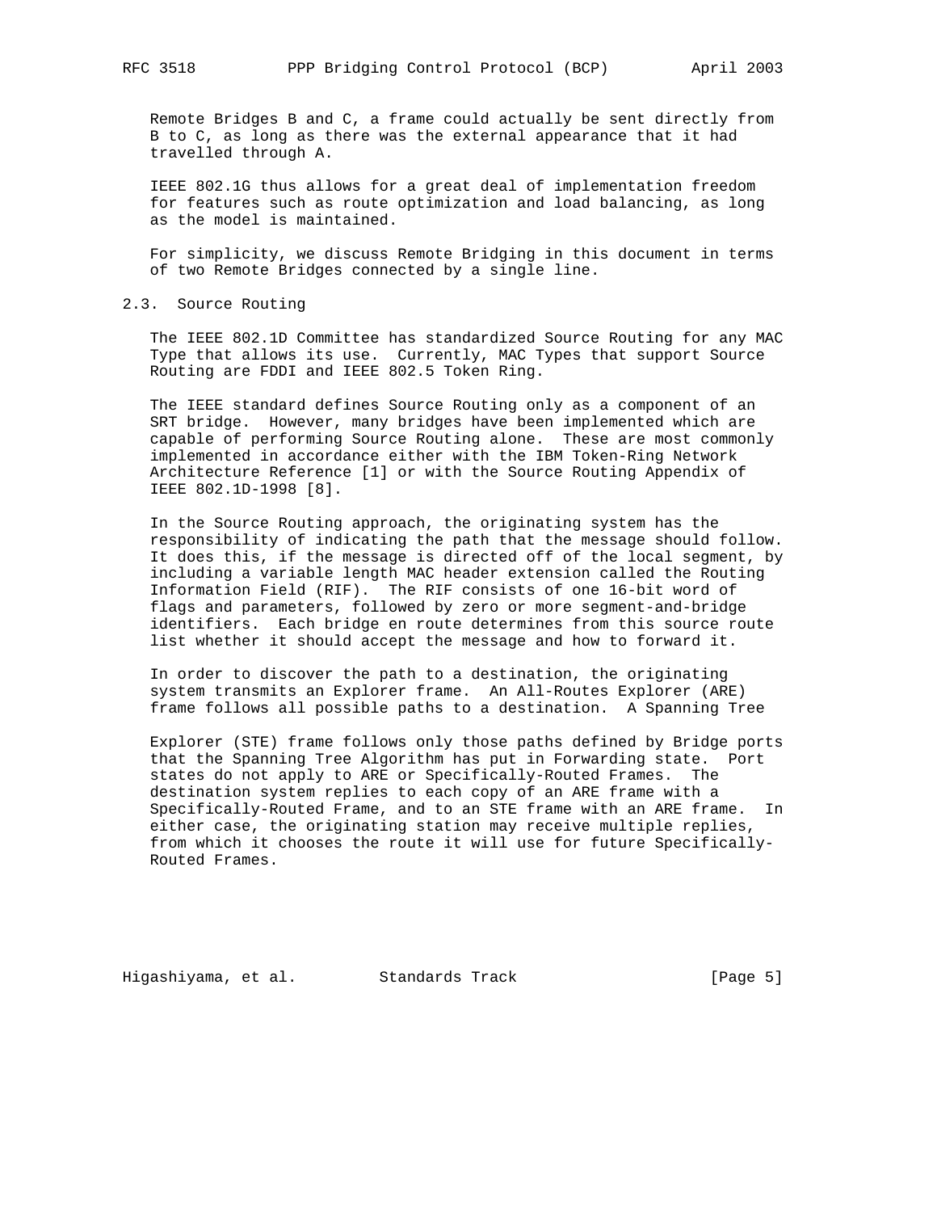Remote Bridges B and C, a frame could actually be sent directly from B to C, as long as there was the external appearance that it had travelled through A.

IEEE 802.1G thus allows for a great deal of implementation freedom for features such as route optimization and load balancing, as long as the model is maintained.

For simplicity, we discuss Remote Bridging in this document in terms of two Remote Bridges connected by a single line.

## 2.3. Source Routing

The IEEE 802.1D Committee has standardized Source Routing for any MAC Type that allows its use. Currently, MAC Types that support Source Routing are FDDI and IEEE 802.5 Token Ring.

The IEEE standard defines Source Routing only as a component of an SRT bridge. However, many bridges have been implemented which are capable of performing Source Routing alone. These are most commonly implemented in accordance either with the IBM Token-Ring Network Architecture Reference [1] or with the Source Routing Appendix of IEEE 802.1D-1998 [8].

In the Source Routing approach, the originating system has the responsibility of indicating the path that the message should follow. It does this, if the message is directed off of the local segment, by including a variable length MAC header extension called the Routing Information Field (RIF). The RIF consists of one 16-bit word of flags and parameters, followed by zero or more segment-and-bridge identifiers. Each bridge en route determines from this source route list whether it should accept the message and how to forward it.

In order to discover the path to a destination, the originating system transmits an Explorer frame. An All-Routes Explorer (ARE) frame follows all possible paths to a destination. A Spanning Tree Explorer (STE) frame follows only those paths defined by Bridge ports that the Spanning Tree Algorithm has put in Forwarding state. Port states do not apply to ARE or Specifically-Routed Frames. The destination system replies to each copy of an ARE frame with a Specifically-Routed Frame, and to an STE frame with an ARE frame. In either case, the originating station may receive multiple replies, from which it chooses the route it will use for future Specifically-Routed Frames.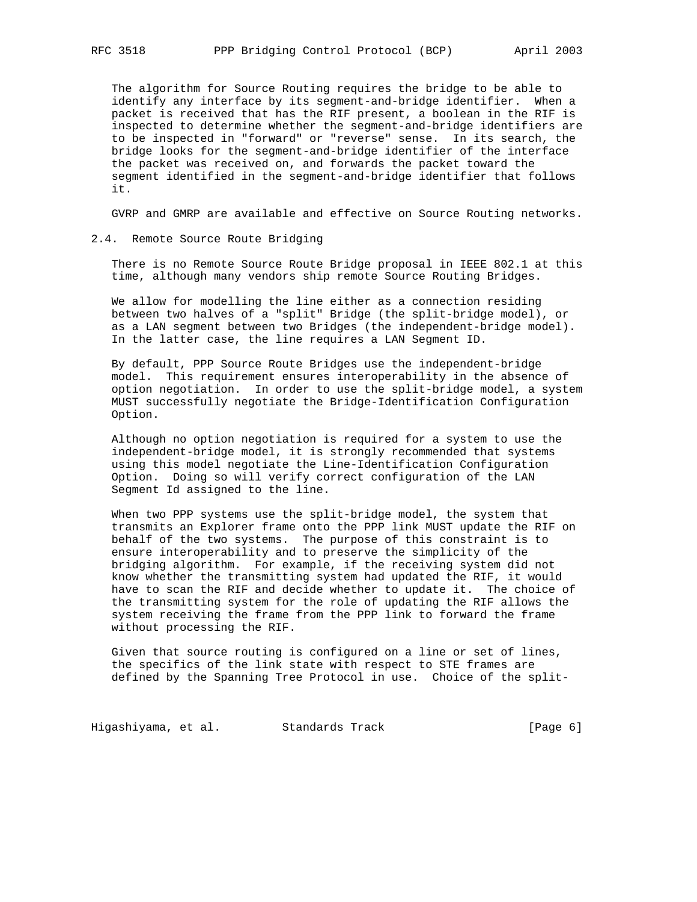The algorithm for Source Routing requires the bridge to be able to identify any interface by its segment-and-bridge identifier. When a packet is received that has the RIF present, a boolean in the RIF is inspected to determine whether the segment-and-bridge identifiers are to be inspected in "forward" or "reverse" sense. In its search, the bridge looks for the segment-and-bridge identifier of the interface the packet was received on, and forwards the packet toward the segment identified in the segment-and-bridge identifier that follows it.

GVRP and GMRP are available and effective on Source Routing networks.

## 2.4. Remote Source Route Bridging

There is no Remote Source Route Bridge proposal in IEEE 802.1 at this time, although many vendors ship remote Source Routing Bridges.

We allow for modelling the line either as a connection residing between two halves of a "split" Bridge (the split-bridge model), or as a LAN segment between two Bridges (the independent-bridge model). In the latter case, the line requires a LAN Segment ID.

By default, PPP Source Route Bridges use the independent-bridge model. This requirement ensures interoperability in the absence of option negotiation. In order to use the split-bridge model, a system MUST successfully negotiate the Bridge-Identification Configuration Option.

Although no option negotiation is required for a system to use the independent-bridge model, it is strongly recommended that systems using this model negotiate the Line-Identification Configuration Option. Doing so will verify correct configuration of the LAN Segment Id assigned to the line.

When two PPP systems use the split-bridge model, the system that transmits an Explorer frame onto the PPP link MUST update the RIF on behalf of the two systems. The purpose of this constraint is to ensure interoperability and to preserve the simplicity of the bridging algorithm. For example, if the receiving system did not know whether the transmitting system had updated the RIF, it would have to scan the RIF and decide whether to update it. The choice of the transmitting system for the role of updating the RIF allows the system receiving the frame from the PPP link to forward the frame without processing the RIF.

Given that source routing is configured on a line or set of lines, the specifics of the link state with respect to STE frames are defined by the Spanning Tree Protocol in use. Choice of the split-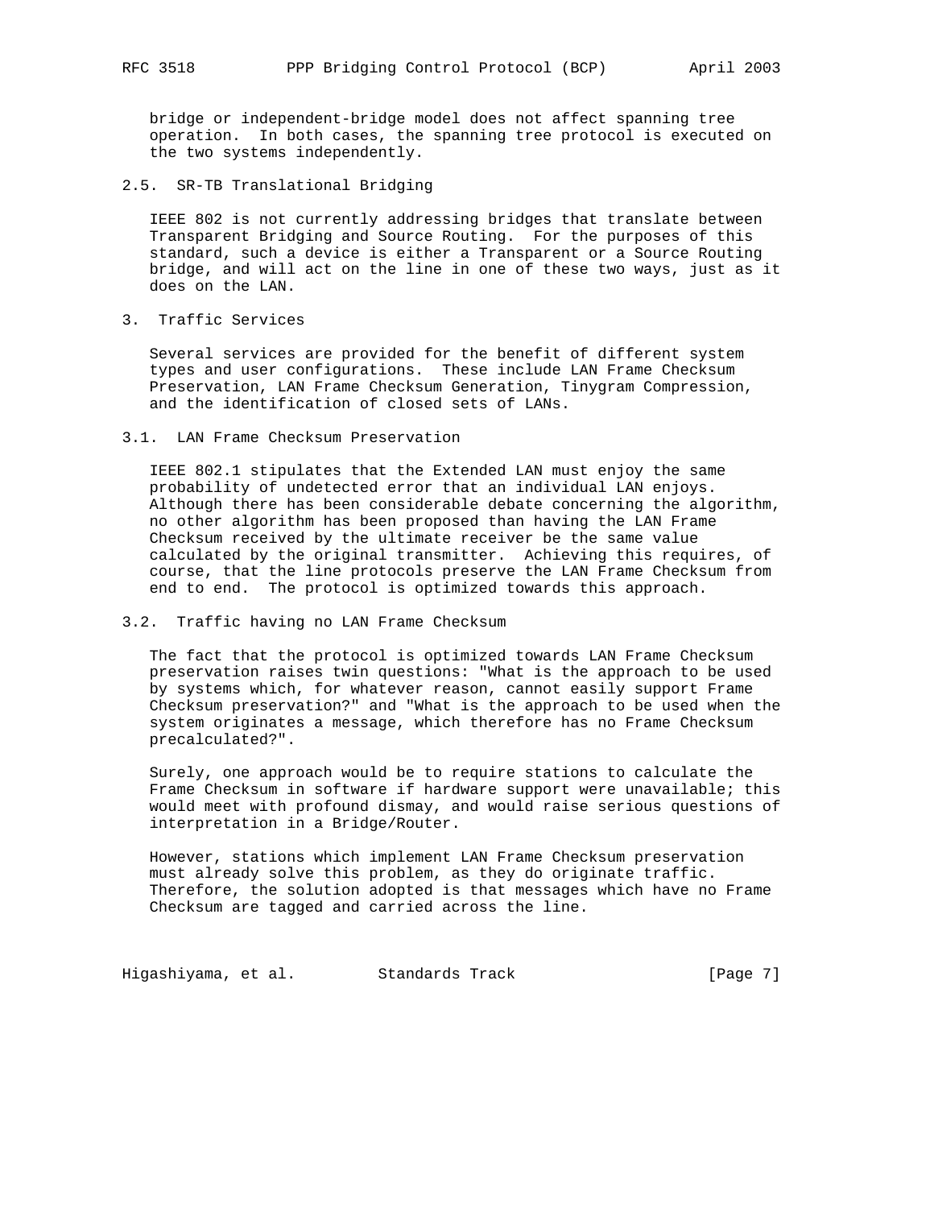bridge or independent-bridge model does not affect spanning tree operation. In both cases, the spanning tree protocol is executed on the two systems independently.

## 2.5. SR-TB Translational Bridging

IEEE 802 is not currently addressing bridges that translate between Transparent Bridging and Source Routing. For the purposes of this standard, such a device is either a Transparent or a Source Routing bridge, and will act on the line in one of these two ways, just as it does on the LAN.

# 3. Traffic Services

Several services are provided for the benefit of different system types and user configurations. These include LAN Frame Checksum Preservation, LAN Frame Checksum Generation, Tinygram Compression, and the identification of closed sets of LANs.

## 3.1. LAN Frame Checksum Preservation

IEEE 802.1 stipulates that the Extended LAN must enjoy the same probability of undetected error that an individual LAN enjoys. Although there has been considerable debate concerning the algorithm, no other algorithm has been proposed than having the LAN Frame Checksum received by the ultimate receiver be the same value calculated by the original transmitter. Achieving this requires, of course, that the line protocols preserve the LAN Frame Checksum from end to end. The protocol is optimized towards this approach.

## 3.2. Traffic having no LAN Frame Checksum

The fact that the protocol is optimized towards LAN Frame Checksum preservation raises twin questions: "What is the approach to be used by systems which, for whatever reason, cannot easily support Frame Checksum preservation?" and "What is the approach to be used when the system originates a message, which therefore has no Frame Checksum precalculated?".

Surely, one approach would be to require stations to calculate the Frame Checksum in software if hardware support were unavailable; this would meet with profound dismay, and would raise serious questions of interpretation in a Bridge/Router.

However, stations which implement LAN Frame Checksum preservation must already solve this problem, as they do originate traffic. Therefore, the solution adopted is that messages which have no Frame Checksum are tagged and carried across the line.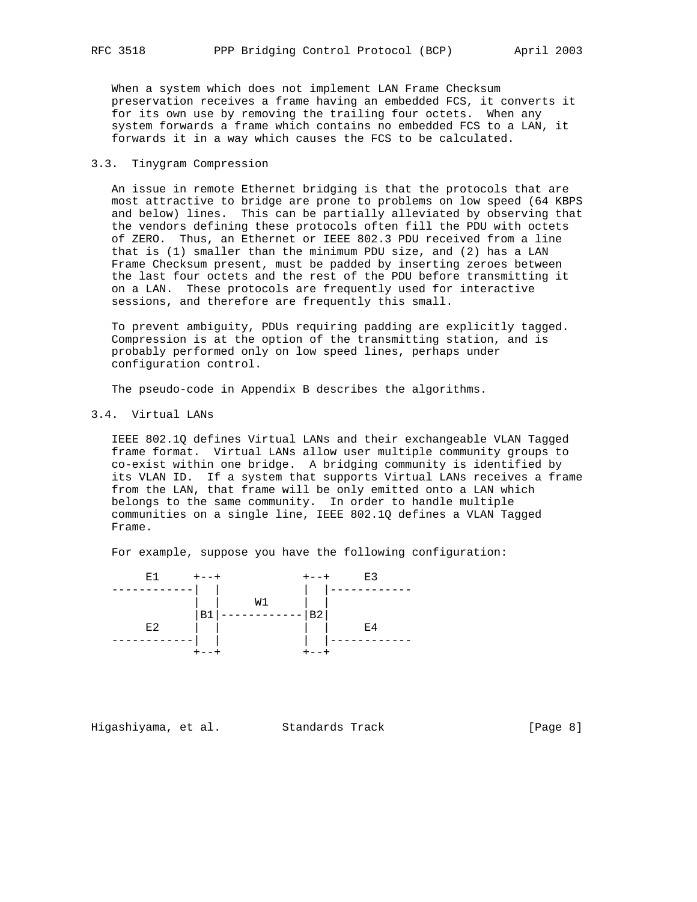When a system which does not implement LAN Frame Checksum preservation receives a frame having an embedded FCS, it converts it for its own use by removing the trailing four octets. When any system forwards a frame which contains no embedded FCS to a LAN, it forwards it in a way which causes the FCS to be calculated.

### 3.3. Tinygram Compression

An issue in remote Ethernet bridging is that the protocols that are most attractive to bridge are prone to problems on low speed (64 KBPS and below) lines. This can be partially alleviated by observing that the vendors defining these protocols often fill the PDU with octets of ZERO. Thus, an Ethernet or IEEE 802.3 PDU received from a line that is (1) smaller than the minimum PDU size, and (2) has a LAN Frame Checksum present, must be padded by inserting zeroes between the last four octets and the rest of the PDU before transmitting it on a LAN. These protocols are frequently used for interactive sessions, and therefore are frequently this small.

To prevent ambiguity, PDUs requiring padding are explicitly tagged. Compression is at the option of the transmitting station, and is probably performed only on low speed lines, perhaps under configuration control.

The pseudo-code in Appendix B describes the algorithms.

### 3.4. Virtual LANs

IEEE 802.1Q defines Virtual LANs and their exchangeable VLAN Tagged frame format. Virtual LANs allow user multiple community groups to co-exist within one bridge. A bridging community is identified by its VLAN ID. If a system that supports Virtual LANs receives a frame from the LAN, that frame will be only emitted onto a LAN which belongs to the same community. In order to handle multiple communities on a single line, IEEE 802.1Q defines a VLAN Tagged Frame.

For example, suppose you have the following configuration:

```
     E1     +--+            +--+     E3
------------|  |            |  |------------
            |  |     W1     |  |
            |B1|------------|B2|
     E2     |  |            |  |     E4
------------|  |            |  |------------
            +--+            +--+
```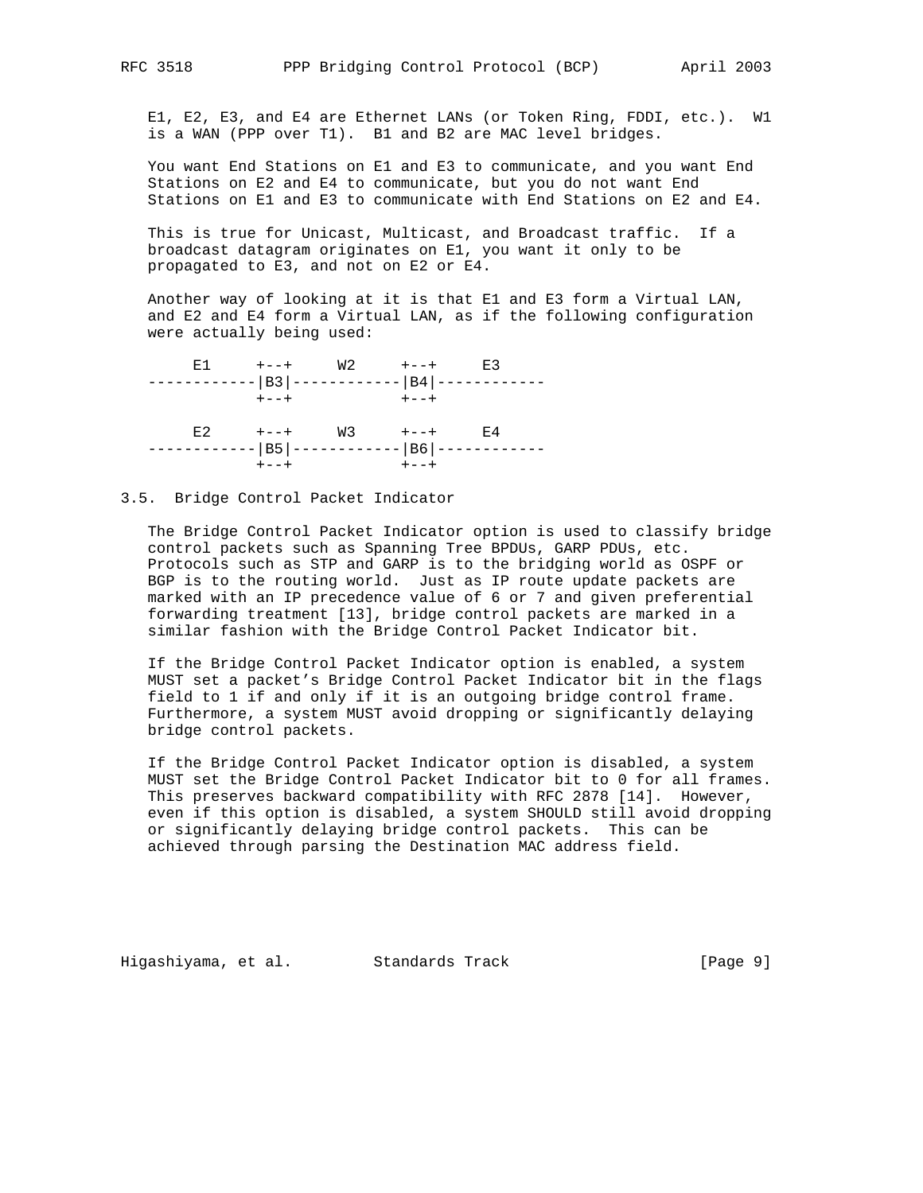E1, E2, E3, and E4 are Ethernet LANs (or Token Ring, FDDI, etc.). W1 is a WAN (PPP over T1). B1 and B2 are MAC level bridges.

You want End Stations on E1 and E3 to communicate, and you want End Stations on E2 and E4 to communicate, but you do not want End Stations on E1 and E3 to communicate with End Stations on E2 and E4.

This is true for Unicast, Multicast, and Broadcast traffic. If a broadcast datagram originates on E1, you want it only to be propagated to E3, and not on E2 or E4.

Another way of looking at it is that E1 and E3 form a Virtual LAN, and E2 and E4 form a Virtual LAN, as if the following configuration were actually being used:

```
     E1     +--+     W2     +--+     E3
-----------|B3|------------|B4|------------
            +--+            +--+

     E2     +--+     W3     +--+     E4
-----------|B5|------------|B6|------------
            +--+            +--+
```

### 3.5. Bridge Control Packet Indicator

The Bridge Control Packet Indicator option is used to classify bridge control packets such as Spanning Tree BPDUs, GARP PDUs, etc. Protocols such as STP and GARP is to the bridging world as OSPF or BGP is to the routing world. Just as IP route update packets are marked with an IP precedence value of 6 or 7 and given preferential forwarding treatment [13], bridge control packets are marked in a similar fashion with the Bridge Control Packet Indicator bit.

If the Bridge Control Packet Indicator option is enabled, a system MUST set a packet's Bridge Control Packet Indicator bit in the flags field to 1 if and only if it is an outgoing bridge control frame. Furthermore, a system MUST avoid dropping or significantly delaying bridge control packets.

If the Bridge Control Packet Indicator option is disabled, a system MUST set the Bridge Control Packet Indicator bit to 0 for all frames. This preserves backward compatibility with RFC 2878 [14]. However, even if this option is disabled, a system SHOULD still avoid dropping or significantly delaying bridge control packets. This can be achieved through parsing the Destination MAC address field.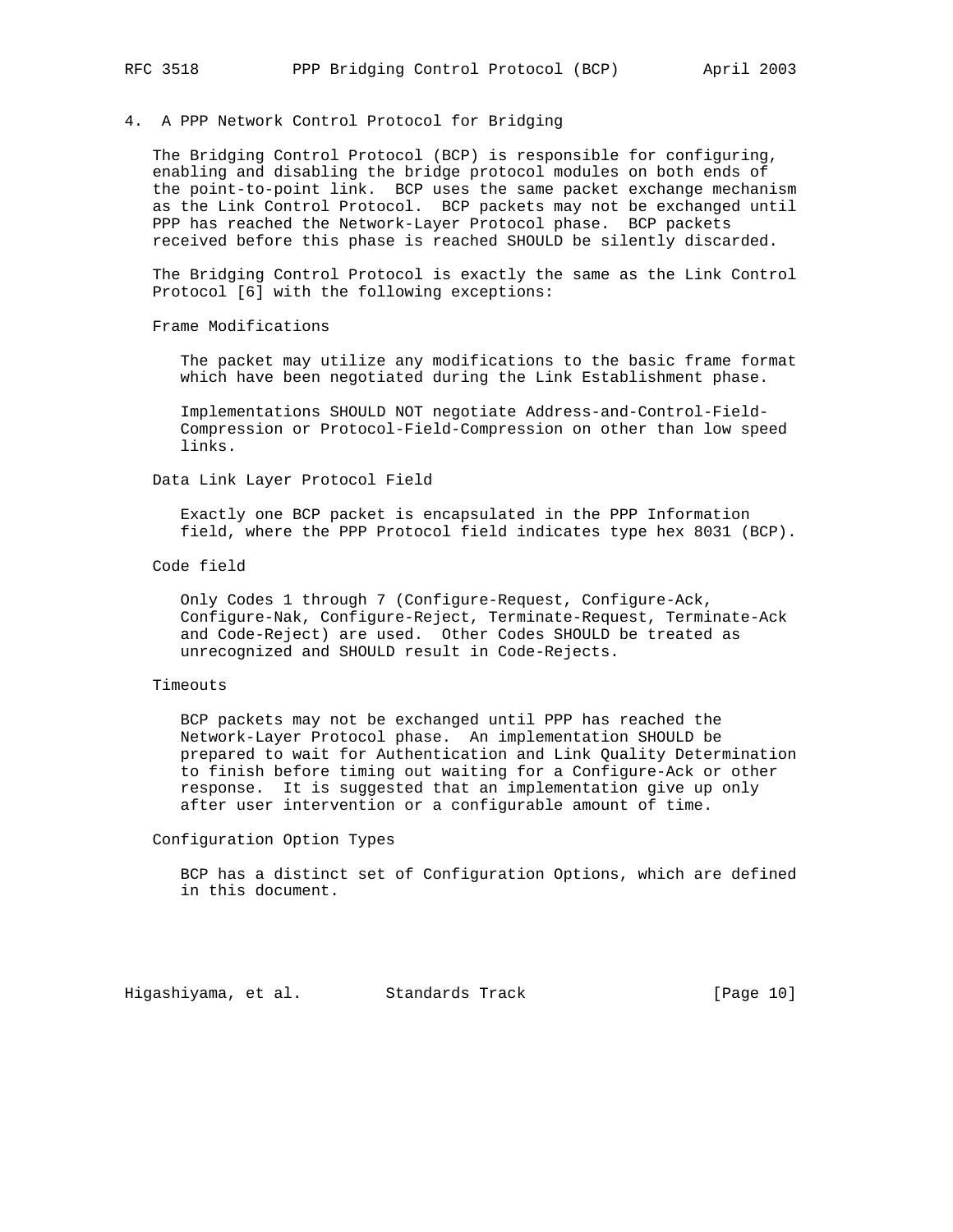## 4. A PPP Network Control Protocol for Bridging

The Bridging Control Protocol (BCP) is responsible for configuring, enabling and disabling the bridge protocol modules on both ends of the point-to-point link. BCP uses the same packet exchange mechanism as the Link Control Protocol. BCP packets may not be exchanged until PPP has reached the Network-Layer Protocol phase. BCP packets received before this phase is reached SHOULD be silently discarded.

The Bridging Control Protocol is exactly the same as the Link Control Protocol [6] with the following exceptions:

Frame Modifications

> The packet may utilize any modifications to the basic frame format which have been negotiated during the Link Establishment phase.
>
> Implementations SHOULD NOT negotiate Address-and-Control-Field-Compression or Protocol-Field-Compression on other than low speed links.

Data Link Layer Protocol Field

> Exactly one BCP packet is encapsulated in the PPP Information field, where the PPP Protocol field indicates type hex 8031 (BCP).

Code field

> Only Codes 1 through 7 (Configure-Request, Configure-Ack, Configure-Nak, Configure-Reject, Terminate-Request, Terminate-Ack and Code-Reject) are used. Other Codes SHOULD be treated as unrecognized and SHOULD result in Code-Rejects.

Timeouts

> BCP packets may not be exchanged until PPP has reached the Network-Layer Protocol phase. An implementation SHOULD be prepared to wait for Authentication and Link Quality Determination to finish before timing out waiting for a Configure-Ack or other response. It is suggested that an implementation give up only after user intervention or a configurable amount of time.

Configuration Option Types

> BCP has a distinct set of Configuration Options, which are defined in this document.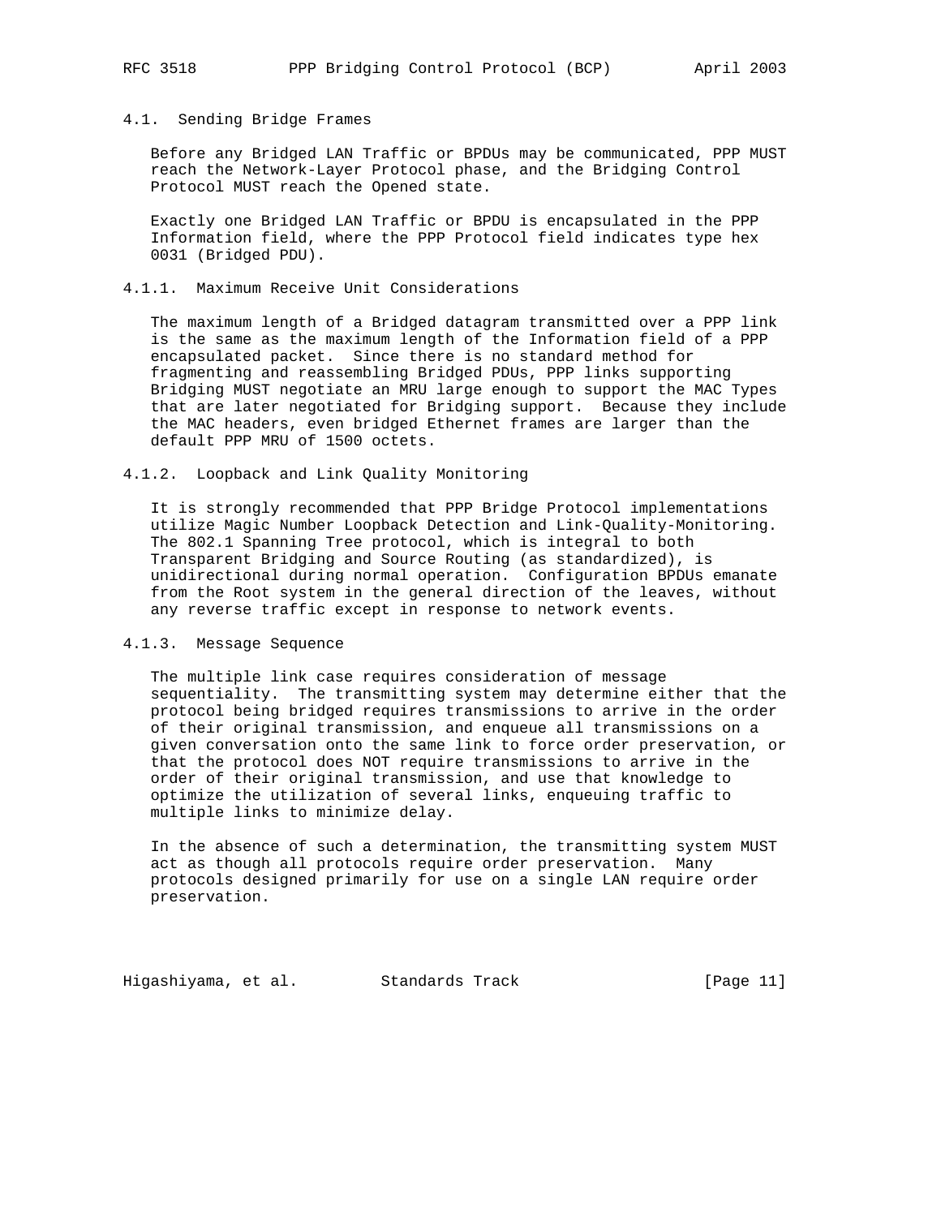### 4.1. Sending Bridge Frames

Before any Bridged LAN Traffic or BPDUs may be communicated, PPP MUST reach the Network-Layer Protocol phase, and the Bridging Control Protocol MUST reach the Opened state.

Exactly one Bridged LAN Traffic or BPDU is encapsulated in the PPP Information field, where the PPP Protocol field indicates type hex 0031 (Bridged PDU).

#### 4.1.1. Maximum Receive Unit Considerations

The maximum length of a Bridged datagram transmitted over a PPP link is the same as the maximum length of the Information field of a PPP encapsulated packet. Since there is no standard method for fragmenting and reassembling Bridged PDUs, PPP links supporting Bridging MUST negotiate an MRU large enough to support the MAC Types that are later negotiated for Bridging support. Because they include the MAC headers, even bridged Ethernet frames are larger than the default PPP MRU of 1500 octets.

#### 4.1.2. Loopback and Link Quality Monitoring

It is strongly recommended that PPP Bridge Protocol implementations utilize Magic Number Loopback Detection and Link-Quality-Monitoring. The 802.1 Spanning Tree protocol, which is integral to both Transparent Bridging and Source Routing (as standardized), is unidirectional during normal operation. Configuration BPDUs emanate from the Root system in the general direction of the leaves, without any reverse traffic except in response to network events.

#### 4.1.3. Message Sequence

The multiple link case requires consideration of message sequentiality. The transmitting system may determine either that the protocol being bridged requires transmissions to arrive in the order of their original transmission, and enqueue all transmissions on a given conversation onto the same link to force order preservation, or that the protocol does NOT require transmissions to arrive in the order of their original transmission, and use that knowledge to optimize the utilization of several links, enqueuing traffic to multiple links to minimize delay.

In the absence of such a determination, the transmitting system MUST act as though all protocols require order preservation. Many protocols designed primarily for use on a single LAN require order preservation.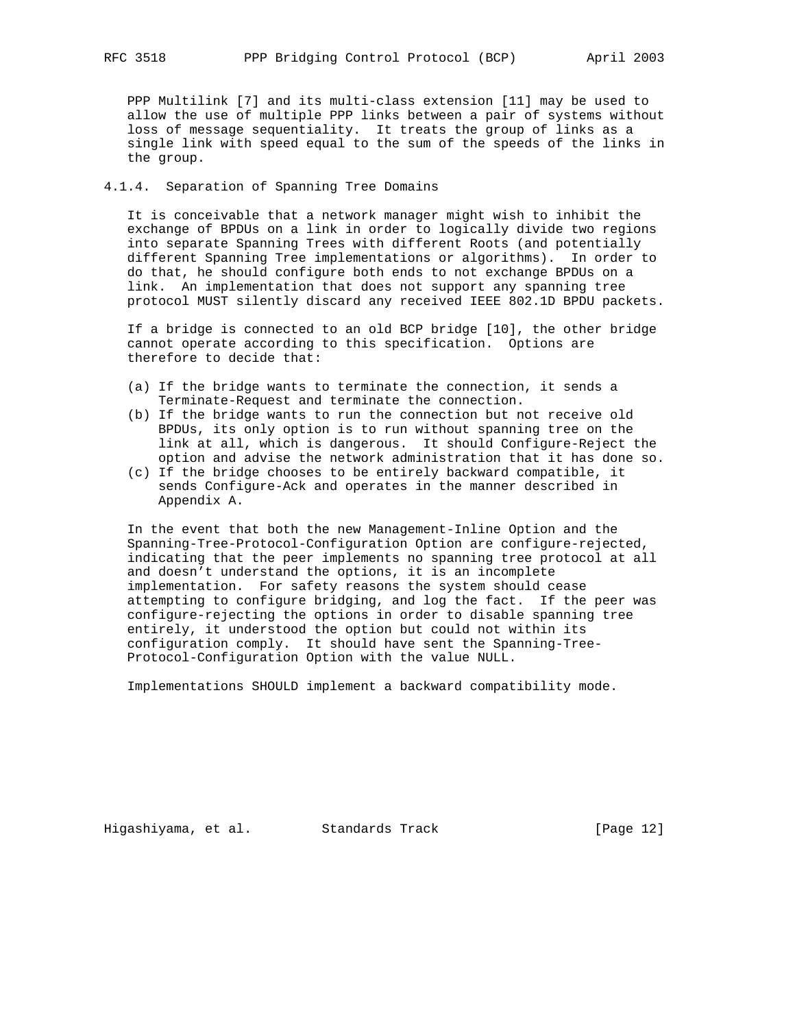PPP Multilink [7] and its multi-class extension [11] may be used to allow the use of multiple PPP links between a pair of systems without loss of message sequentiality. It treats the group of links as a single link with speed equal to the sum of the speeds of the links in the group.

### 4.1.4. Separation of Spanning Tree Domains

It is conceivable that a network manager might wish to inhibit the exchange of BPDUs on a link in order to logically divide two regions into separate Spanning Trees with different Roots (and potentially different Spanning Tree implementations or algorithms). In order to do that, he should configure both ends to not exchange BPDUs on a link. An implementation that does not support any spanning tree protocol MUST silently discard any received IEEE 802.1D BPDU packets.

If a bridge is connected to an old BCP bridge [10], the other bridge cannot operate according to this specification. Options are therefore to decide that:

(a) If the bridge wants to terminate the connection, it sends a Terminate-Request and terminate the connection.

(b) If the bridge wants to run the connection but not receive old BPDUs, its only option is to run without spanning tree on the link at all, which is dangerous. It should Configure-Reject the option and advise the network administration that it has done so.

(c) If the bridge chooses to be entirely backward compatible, it sends Configure-Ack and operates in the manner described in Appendix A.

In the event that both the new Management-Inline Option and the Spanning-Tree-Protocol-Configuration Option are configure-rejected, indicating that the peer implements no spanning tree protocol at all and doesn't understand the options, it is an incomplete implementation. For safety reasons the system should cease attempting to configure bridging, and log the fact. If the peer was configure-rejecting the options in order to disable spanning tree entirely, it understood the option but could not within its configuration comply. It should have sent the Spanning-Tree-Protocol-Configuration Option with the value NULL.

Implementations SHOULD implement a backward compatibility mode.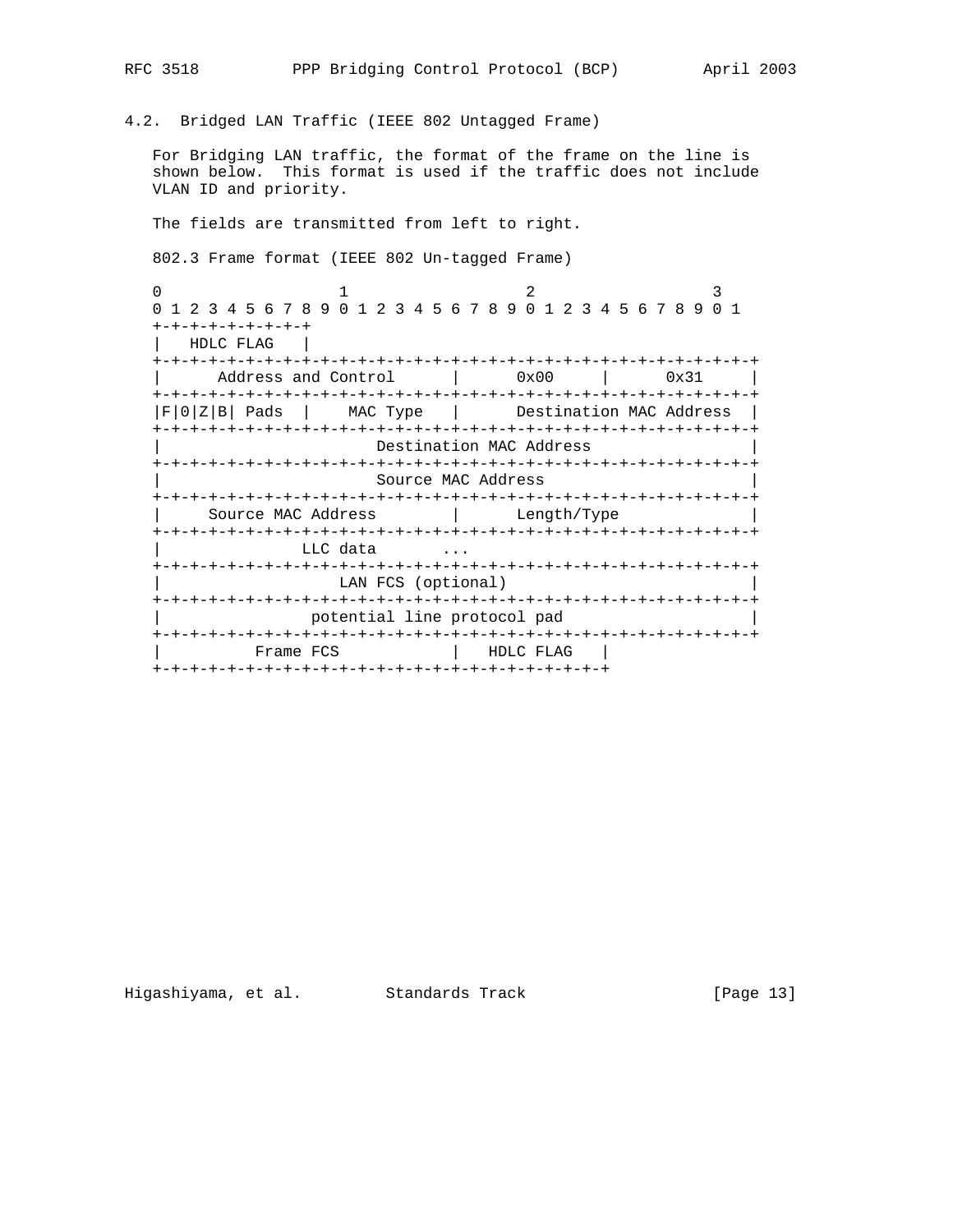### 4.2. Bridged LAN Traffic (IEEE 802 Untagged Frame)

For Bridging LAN traffic, the format of the frame on the line is shown below. This format is used if the traffic does not include VLAN ID and priority.

The fields are transmitted from left to right.

802.3 Frame format (IEEE 802 Un-tagged Frame)

```
 0                   1                   2                   3
 0 1 2 3 4 5 6 7 8 9 0 1 2 3 4 5 6 7 8 9 0 1 2 3 4 5 6 7 8 9 0 1
+-+-+-+-+-+-+-+-+
|   HDLC FLAG   |
+-+-+-+-+-+-+-+-+-+-+-+-+-+-+-+-+-+-+-+-+-+-+-+-+-+-+-+-+-+-+-+-+
|      Address and Control      |      0x00     |      0x31     |
+-+-+-+-+-+-+-+-+-+-+-+-+-+-+-+-+-+-+-+-+-+-+-+-+-+-+-+-+-+-+-+-+
|F|0|Z|B| Pads  |    MAC Type   |      Destination MAC Address  |
+-+-+-+-+-+-+-+-+-+-+-+-+-+-+-+-+-+-+-+-+-+-+-+-+-+-+-+-+-+-+-+-+
|                     Destination MAC Address                   |
+-+-+-+-+-+-+-+-+-+-+-+-+-+-+-+-+-+-+-+-+-+-+-+-+-+-+-+-+-+-+-+-+
|                       Source MAC Address                      |
+-+-+-+-+-+-+-+-+-+-+-+-+-+-+-+-+-+-+-+-+-+-+-+-+-+-+-+-+-+-+-+-+
|     Source MAC Address        |      Length/Type              |
+-+-+-+-+-+-+-+-+-+-+-+-+-+-+-+-+-+-+-+-+-+-+-+-+-+-+-+-+-+-+-+-+
|               LLC data       ...
+-+-+-+-+-+-+-+-+-+-+-+-+-+-+-+-+-+-+-+-+-+-+-+-+-+-+-+-+-+-+-+-+
|                   LAN FCS (optional)                          |
+-+-+-+-+-+-+-+-+-+-+-+-+-+-+-+-+-+-+-+-+-+-+-+-+-+-+-+-+-+-+-+-+
|                potential line protocol pad                    |
+-+-+-+-+-+-+-+-+-+-+-+-+-+-+-+-+-+-+-+-+-+-+-+-+-+-+-+-+-+-+-+-+
|          Frame FCS            |   HDLC FLAG   |
+-+-+-+-+-+-+-+-+-+-+-+-+-+-+-+-+-+-+-+-+-+-+-+-+
```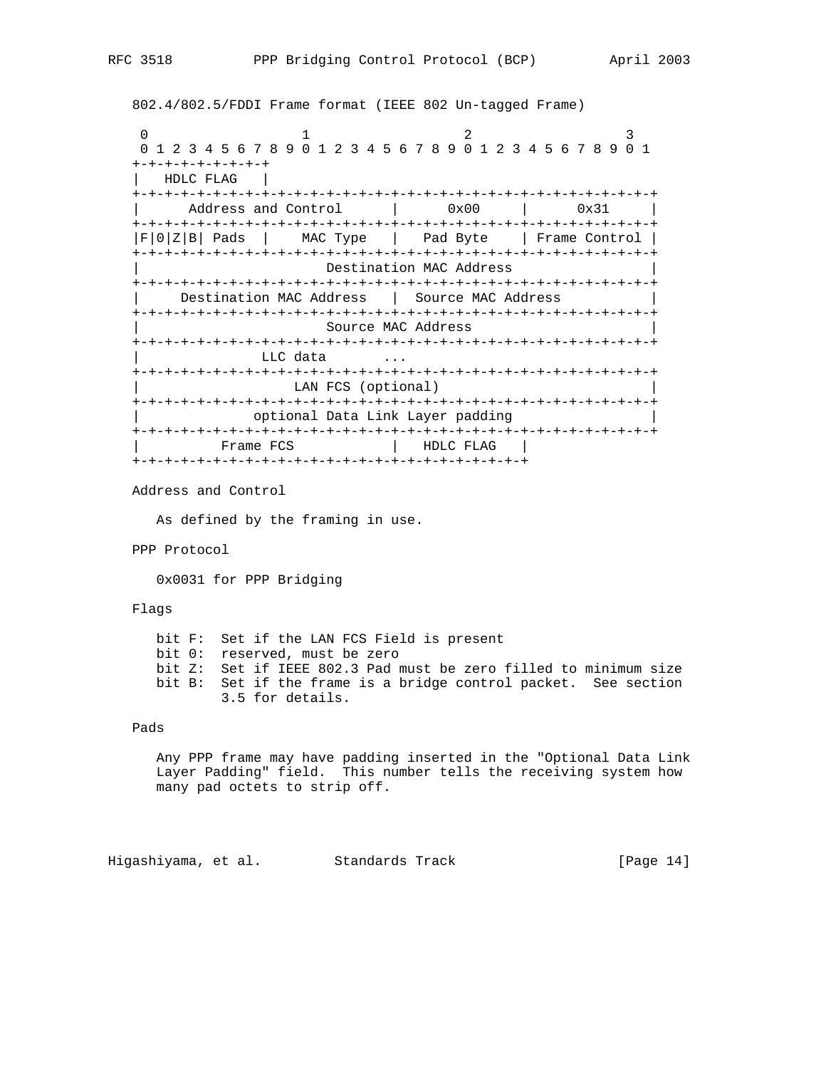802.4/802.5/FDDI Frame format (IEEE 802 Un-tagged Frame)

```
 0                   1                   2                   3
 0 1 2 3 4 5 6 7 8 9 0 1 2 3 4 5 6 7 8 9 0 1 2 3 4 5 6 7 8 9 0 1
+-+-+-+-+-+-+-+-+
|   HDLC FLAG   |
+-+-+-+-+-+-+-+-+-+-+-+-+-+-+-+-+-+-+-+-+-+-+-+-+-+-+-+-+-+-+-+-+
|      Address and Control      |     0x00      |     0x31      |
+-+-+-+-+-+-+-+-+-+-+-+-+-+-+-+-+-+-+-+-+-+-+-+-+-+-+-+-+-+-+-+-+
|F|0|Z|B| Pads  |   MAC Type    |   Pad Byte    | Frame Control |
+-+-+-+-+-+-+-+-+-+-+-+-+-+-+-+-+-+-+-+-+-+-+-+-+-+-+-+-+-+-+-+-+
|                    Destination MAC Address                    |
+-+-+-+-+-+-+-+-+-+-+-+-+-+-+-+-+-+-+-+-+-+-+-+-+-+-+-+-+-+-+-+-+
|    Destination MAC Address    |  Source MAC Address           |
+-+-+-+-+-+-+-+-+-+-+-+-+-+-+-+-+-+-+-+-+-+-+-+-+-+-+-+-+-+-+-+-+
|                       Source MAC Address                      |
+-+-+-+-+-+-+-+-+-+-+-+-+-+-+-+-+-+-+-+-+-+-+-+-+-+-+-+-+-+-+-+-+
|               LLC data       ...
+-+-+-+-+-+-+-+-+-+-+-+-+-+-+-+-+-+-+-+-+-+-+-+-+-+-+-+-+-+-+-+-+
|                    LAN FCS (optional)                         |
+-+-+-+-+-+-+-+-+-+-+-+-+-+-+-+-+-+-+-+-+-+-+-+-+-+-+-+-+-+-+-+-+
|              optional Data Link Layer padding                 |
+-+-+-+-+-+-+-+-+-+-+-+-+-+-+-+-+-+-+-+-+-+-+-+-+-+-+-+-+-+-+-+-+
|          Frame FCS            |   HDLC FLAG   |
+-+-+-+-+-+-+-+-+-+-+-+-+-+-+-+-+-+-+-+-+-+-+-+-+
```

Address and Control

As defined by the framing in use.

PPP Protocol

0x0031 for PPP Bridging

Flags

- bit F: Set if the LAN FCS Field is present
- bit 0: reserved, must be zero
- bit Z: Set if IEEE 802.3 Pad must be zero filled to minimum size
- bit B: Set if the frame is a bridge control packet. See section 3.5 for details.

Pads

Any PPP frame may have padding inserted in the "Optional Data Link Layer Padding" field. This number tells the receiving system how many pad octets to strip off.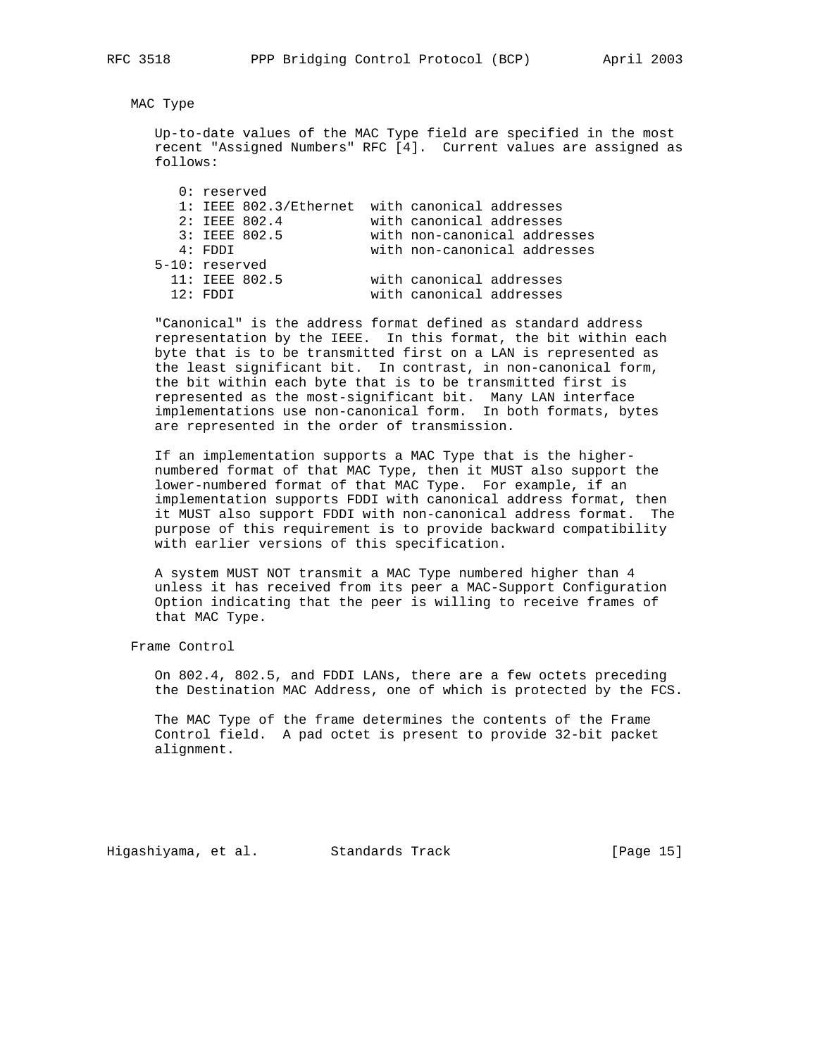MAC Type

Up-to-date values of the MAC Type field are specified in the most recent "Assigned Numbers" RFC [4]. Current values are assigned as follows:

```
   0: reserved
   1: IEEE 802.3/Ethernet  with canonical addresses
   2: IEEE 802.4           with canonical addresses
   3: IEEE 802.5           with non-canonical addresses
   4: FDDI                 with non-canonical addresses
5-10: reserved
  11: IEEE 802.5           with canonical addresses
  12: FDDI                 with canonical addresses
```

"Canonical" is the address format defined as standard address representation by the IEEE. In this format, the bit within each byte that is to be transmitted first on a LAN is represented as the least significant bit. In contrast, in non-canonical form, the bit within each byte that is to be transmitted first is represented as the most-significant bit. Many LAN interface implementations use non-canonical form. In both formats, bytes are represented in the order of transmission.

If an implementation supports a MAC Type that is the higher-numbered format of that MAC Type, then it MUST also support the lower-numbered format of that MAC Type. For example, if an implementation supports FDDI with canonical address format, then it MUST also support FDDI with non-canonical address format. The purpose of this requirement is to provide backward compatibility with earlier versions of this specification.

A system MUST NOT transmit a MAC Type numbered higher than 4 unless it has received from its peer a MAC-Support Configuration Option indicating that the peer is willing to receive frames of that MAC Type.

Frame Control

On 802.4, 802.5, and FDDI LANs, there are a few octets preceding the Destination MAC Address, one of which is protected by the FCS.

The MAC Type of the frame determines the contents of the Frame Control field. A pad octet is present to provide 32-bit packet alignment.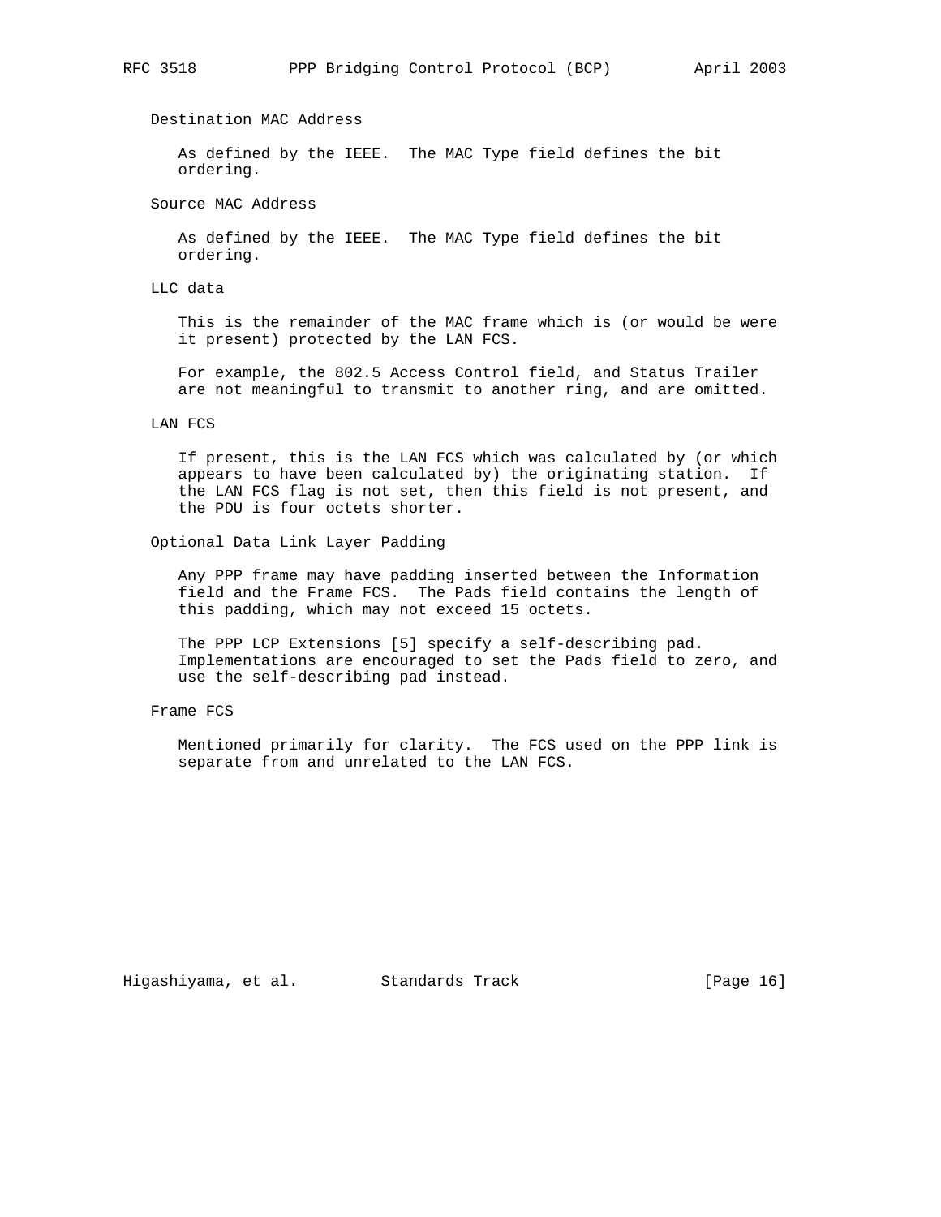Destination MAC Address

As defined by the IEEE. The MAC Type field defines the bit ordering.

Source MAC Address

As defined by the IEEE. The MAC Type field defines the bit ordering.

LLC data

This is the remainder of the MAC frame which is (or would be were it present) protected by the LAN FCS.

For example, the 802.5 Access Control field, and Status Trailer are not meaningful to transmit to another ring, and are omitted.

LAN FCS

If present, this is the LAN FCS which was calculated by (or which appears to have been calculated by) the originating station. If the LAN FCS flag is not set, then this field is not present, and the PDU is four octets shorter.

Optional Data Link Layer Padding

Any PPP frame may have padding inserted between the Information field and the Frame FCS. The Pads field contains the length of this padding, which may not exceed 15 octets.

The PPP LCP Extensions [5] specify a self-describing pad. Implementations are encouraged to set the Pads field to zero, and use the self-describing pad instead.

Frame FCS

Mentioned primarily for clarity. The FCS used on the PPP link is separate from and unrelated to the LAN FCS.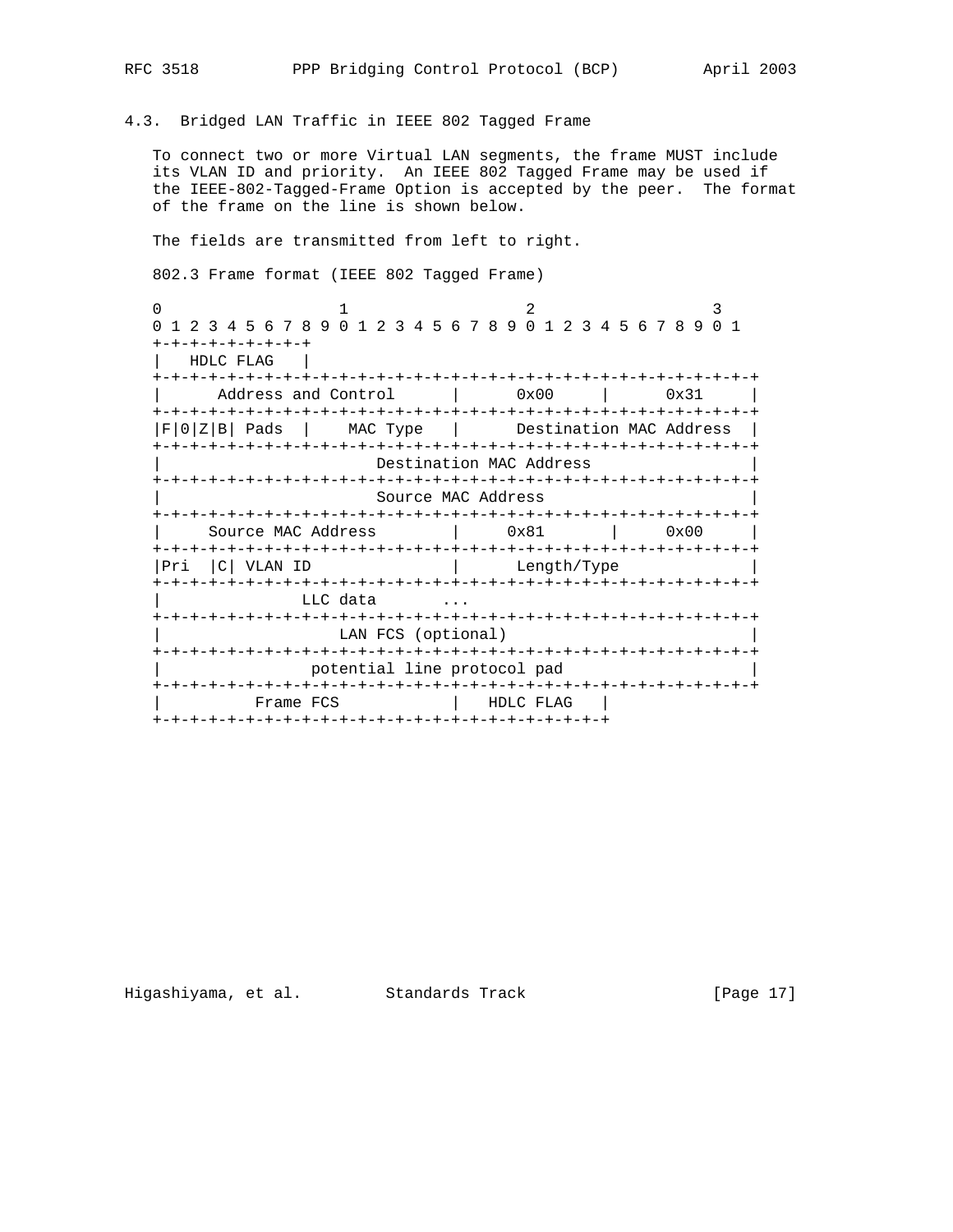### 4.3. Bridged LAN Traffic in IEEE 802 Tagged Frame

To connect two or more Virtual LAN segments, the frame MUST include its VLAN ID and priority. An IEEE 802 Tagged Frame may be used if the IEEE-802-Tagged-Frame Option is accepted by the peer. The format of the frame on the line is shown below.

The fields are transmitted from left to right.

802.3 Frame format (IEEE 802 Tagged Frame)

```
 0                   1                   2                   3
 0 1 2 3 4 5 6 7 8 9 0 1 2 3 4 5 6 7 8 9 0 1 2 3 4 5 6 7 8 9 0 1
+-+-+-+-+-+-+-+-+
|   HDLC FLAG   |
+-+-+-+-+-+-+-+-+-+-+-+-+-+-+-+-+-+-+-+-+-+-+-+-+-+-+-+-+-+-+-+-+
|      Address and Control      |      0x00     |      0x31     |
+-+-+-+-+-+-+-+-+-+-+-+-+-+-+-+-+-+-+-+-+-+-+-+-+-+-+-+-+-+-+-+-+
|F|0|Z|B| Pads  |    MAC Type   |      Destination MAC Address  |
+-+-+-+-+-+-+-+-+-+-+-+-+-+-+-+-+-+-+-+-+-+-+-+-+-+-+-+-+-+-+-+-+
|                        Destination MAC Address                |
+-+-+-+-+-+-+-+-+-+-+-+-+-+-+-+-+-+-+-+-+-+-+-+-+-+-+-+-+-+-+-+-+
|                        Source MAC Address                     |
+-+-+-+-+-+-+-+-+-+-+-+-+-+-+-+-+-+-+-+-+-+-+-+-+-+-+-+-+-+-+-+-+
|     Source MAC Address        |     0x81      |     0x00      |
+-+-+-+-+-+-+-+-+-+-+-+-+-+-+-+-+-+-+-+-+-+-+-+-+-+-+-+-+-+-+-+-+
|Pri  |C| VLAN ID               |      Length/Type              |
+-+-+-+-+-+-+-+-+-+-+-+-+-+-+-+-+-+-+-+-+-+-+-+-+-+-+-+-+-+-+-+-+
|               LLC data       ...
+-+-+-+-+-+-+-+-+-+-+-+-+-+-+-+-+-+-+-+-+-+-+-+-+-+-+-+-+-+-+-+-+
|                    LAN FCS (optional)                         |
+-+-+-+-+-+-+-+-+-+-+-+-+-+-+-+-+-+-+-+-+-+-+-+-+-+-+-+-+-+-+-+-+
|                potential line protocol pad                    |
+-+-+-+-+-+-+-+-+-+-+-+-+-+-+-+-+-+-+-+-+-+-+-+-+-+-+-+-+-+-+-+-+
|          Frame FCS            |   HDLC FLAG   |
+-+-+-+-+-+-+-+-+-+-+-+-+-+-+-+-+-+-+-+-+-+-+-+-+
```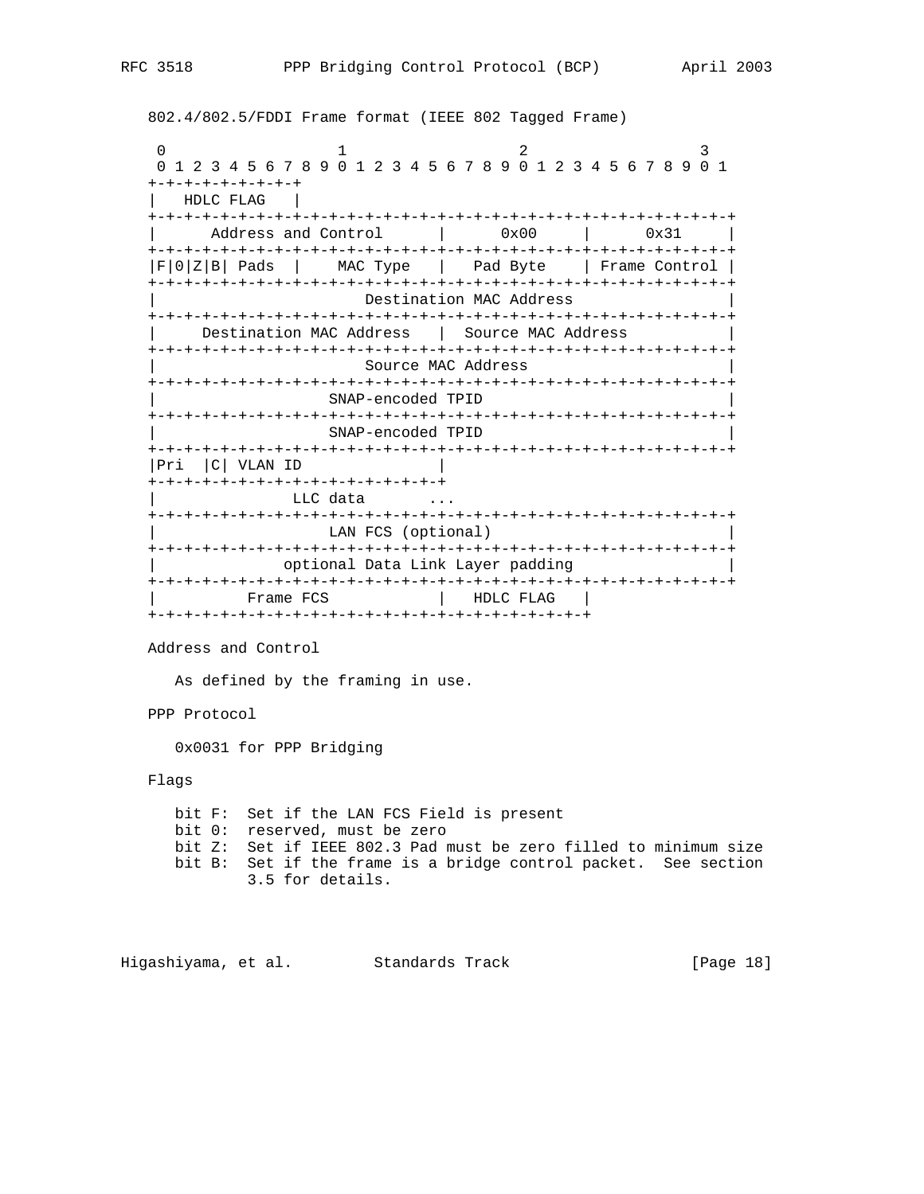802.4/802.5/FDDI Frame format (IEEE 802 Tagged Frame)

```
 0                   1                   2                   3
 0 1 2 3 4 5 6 7 8 9 0 1 2 3 4 5 6 7 8 9 0 1 2 3 4 5 6 7 8 9 0 1
+-+-+-+-+-+-+-+-+
|   HDLC FLAG   |
+-+-+-+-+-+-+-+-+-+-+-+-+-+-+-+-+-+-+-+-+-+-+-+-+-+-+-+-+-+-+-+-+
|      Address and Control      |      0x00     |      0x31     |
+-+-+-+-+-+-+-+-+-+-+-+-+-+-+-+-+-+-+-+-+-+-+-+-+-+-+-+-+-+-+-+-+
|F|0|Z|B| Pads  |    MAC Type   |   Pad Byte    | Frame Control |
+-+-+-+-+-+-+-+-+-+-+-+-+-+-+-+-+-+-+-+-+-+-+-+-+-+-+-+-+-+-+-+-+
|                    Destination MAC Address                    |
+-+-+-+-+-+-+-+-+-+-+-+-+-+-+-+-+-+-+-+-+-+-+-+-+-+-+-+-+-+-+-+-+
|     Destination MAC Address   |  Source MAC Address           |
+-+-+-+-+-+-+-+-+-+-+-+-+-+-+-+-+-+-+-+-+-+-+-+-+-+-+-+-+-+-+-+-+
|                       Source MAC Address                      |
+-+-+-+-+-+-+-+-+-+-+-+-+-+-+-+-+-+-+-+-+-+-+-+-+-+-+-+-+-+-+-+-+
|                   SNAP-encoded TPID                           |
+-+-+-+-+-+-+-+-+-+-+-+-+-+-+-+-+-+-+-+-+-+-+-+-+-+-+-+-+-+-+-+-+
|                   SNAP-encoded TPID                           |
+-+-+-+-+-+-+-+-+-+-+-+-+-+-+-+-+-+-+-+-+-+-+-+-+-+-+-+-+-+-+-+-+
|Pri  |C| VLAN ID               |
+-+-+-+-+-+-+-+-+-+-+-+-+-+-+-+-+
|               LLC data       ...
+-+-+-+-+-+-+-+-+-+-+-+-+-+-+-+-+-+-+-+-+-+-+-+-+-+-+-+-+-+-+-+-+
|                   LAN FCS (optional)                          |
+-+-+-+-+-+-+-+-+-+-+-+-+-+-+-+-+-+-+-+-+-+-+-+-+-+-+-+-+-+-+-+-+
|              optional Data Link Layer padding                 |
+-+-+-+-+-+-+-+-+-+-+-+-+-+-+-+-+-+-+-+-+-+-+-+-+-+-+-+-+-+-+-+-+
|          Frame FCS            |   HDLC FLAG   |
+-+-+-+-+-+-+-+-+-+-+-+-+-+-+-+-+-+-+-+-+-+-+-+-+
```

Address and Control

As defined by the framing in use.

PPP Protocol

0x0031 for PPP Bridging

Flags

bit F:  Set if the LAN FCS Field is present
bit 0:  reserved, must be zero
bit Z:  Set if IEEE 802.3 Pad must be zero filled to minimum size
bit B:  Set if the frame is a bridge control packet.  See section 3.5 for details.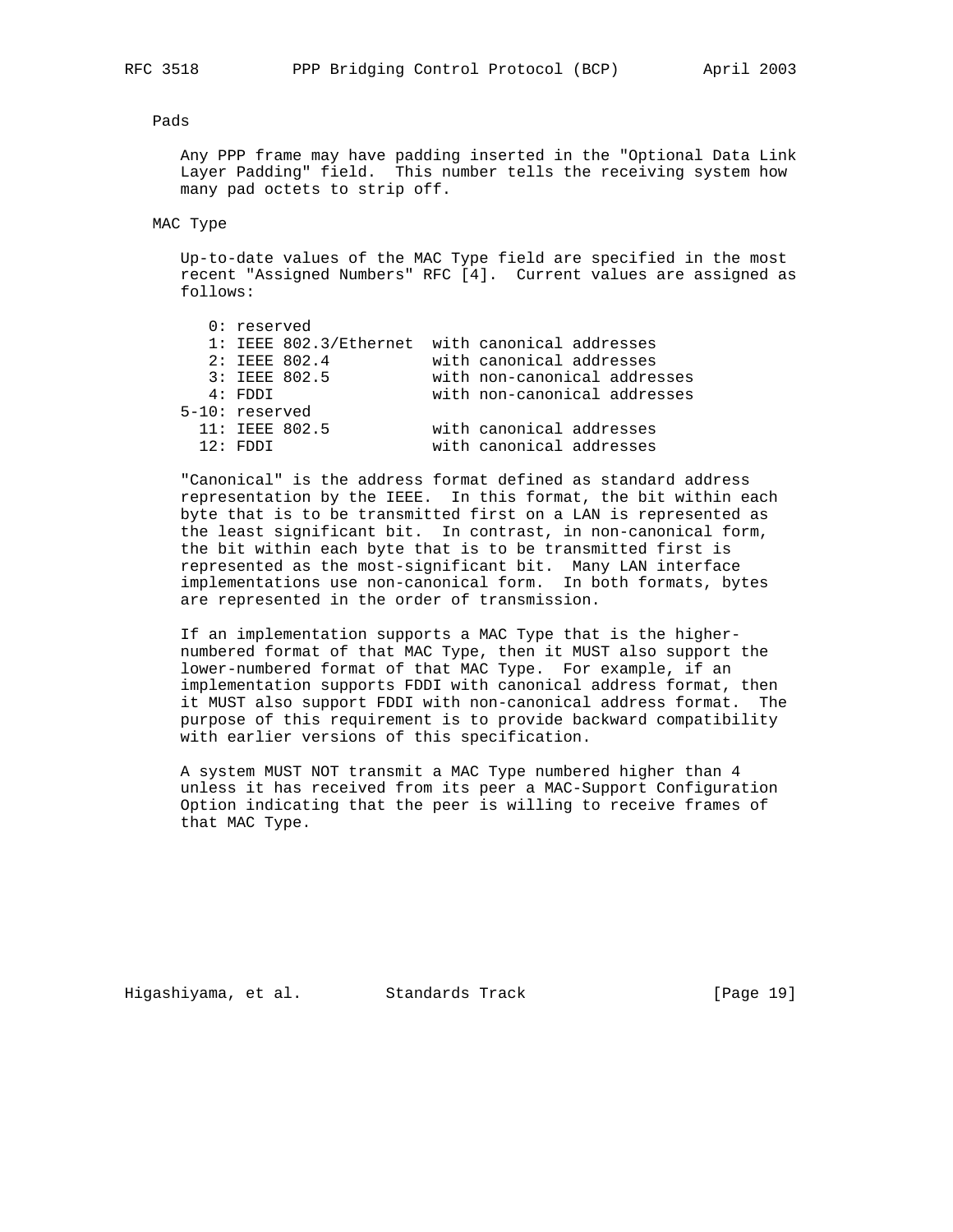Pads

Any PPP frame may have padding inserted in the "Optional Data Link Layer Padding" field. This number tells the receiving system how many pad octets to strip off.

MAC Type

Up-to-date values of the MAC Type field are specified in the most recent "Assigned Numbers" RFC [4]. Current values are assigned as follows:

```
   0: reserved
   1: IEEE 802.3/Ethernet  with canonical addresses
   2: IEEE 802.4           with canonical addresses
   3: IEEE 802.5           with non-canonical addresses
   4: FDDI                 with non-canonical addresses
5-10: reserved
  11: IEEE 802.5           with canonical addresses
  12: FDDI                 with canonical addresses
```

"Canonical" is the address format defined as standard address representation by the IEEE. In this format, the bit within each byte that is to be transmitted first on a LAN is represented as the least significant bit. In contrast, in non-canonical form, the bit within each byte that is to be transmitted first is represented as the most-significant bit. Many LAN interface implementations use non-canonical form. In both formats, bytes are represented in the order of transmission.

If an implementation supports a MAC Type that is the higher-numbered format of that MAC Type, then it MUST also support the lower-numbered format of that MAC Type. For example, if an implementation supports FDDI with canonical address format, then it MUST also support FDDI with non-canonical address format. The purpose of this requirement is to provide backward compatibility with earlier versions of this specification.

A system MUST NOT transmit a MAC Type numbered higher than 4 unless it has received from its peer a MAC-Support Configuration Option indicating that the peer is willing to receive frames of that MAC Type.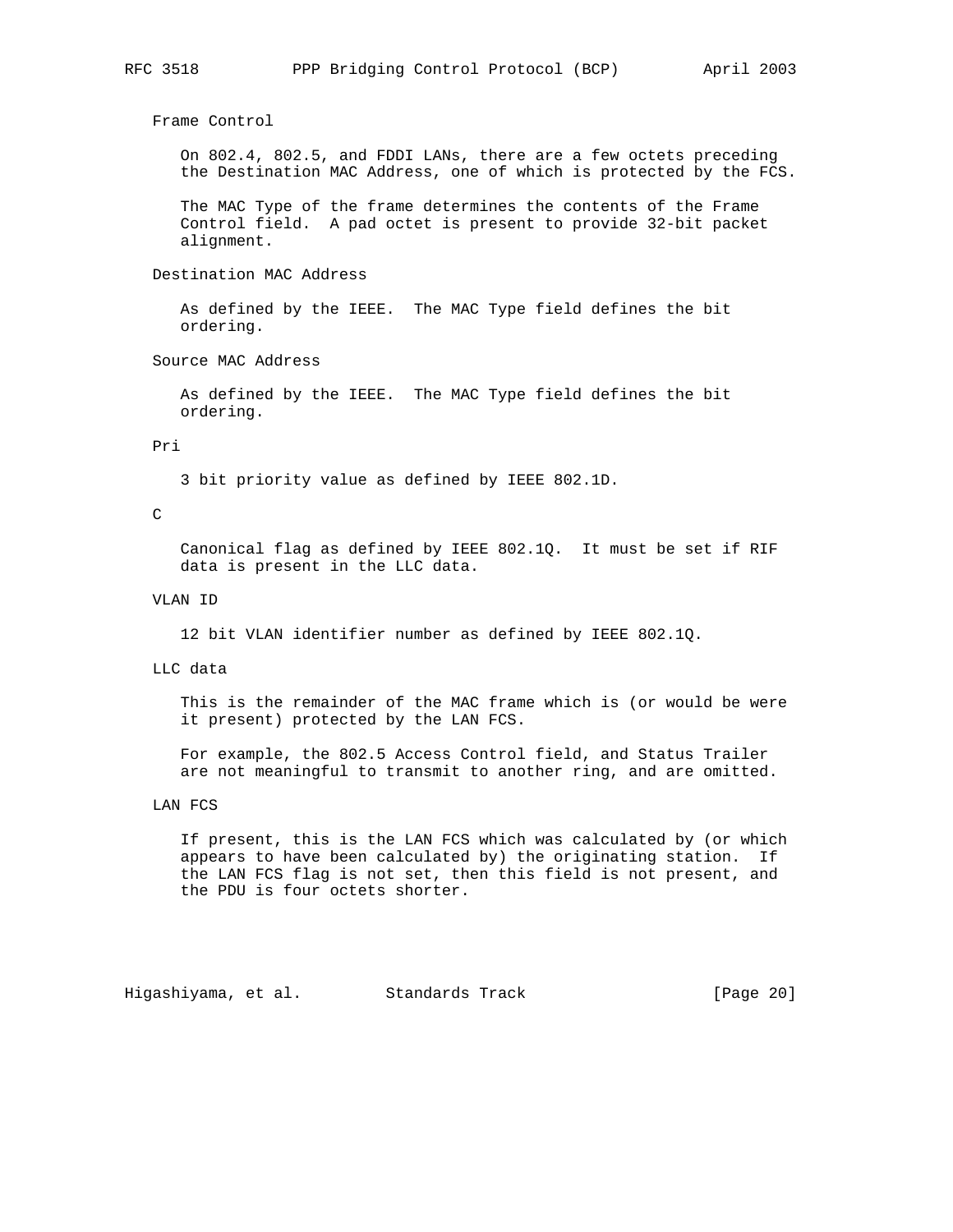Frame Control

On 802.4, 802.5, and FDDI LANs, there are a few octets preceding the Destination MAC Address, one of which is protected by the FCS.

The MAC Type of the frame determines the contents of the Frame Control field. A pad octet is present to provide 32-bit packet alignment.

Destination MAC Address

As defined by the IEEE. The MAC Type field defines the bit ordering.

Source MAC Address

As defined by the IEEE. The MAC Type field defines the bit ordering.

Pri

3 bit priority value as defined by IEEE 802.1D.

C

Canonical flag as defined by IEEE 802.1Q. It must be set if RIF data is present in the LLC data.

VLAN ID

12 bit VLAN identifier number as defined by IEEE 802.1Q.

LLC data

This is the remainder of the MAC frame which is (or would be were it present) protected by the LAN FCS.

For example, the 802.5 Access Control field, and Status Trailer are not meaningful to transmit to another ring, and are omitted.

LAN FCS

If present, this is the LAN FCS which was calculated by (or which appears to have been calculated by) the originating station. If the LAN FCS flag is not set, then this field is not present, and the PDU is four octets shorter.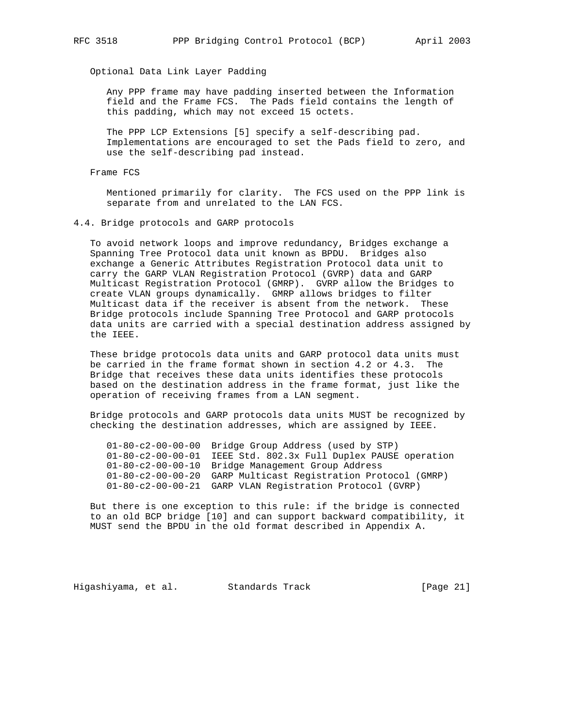Optional Data Link Layer Padding

Any PPP frame may have padding inserted between the Information field and the Frame FCS. The Pads field contains the length of this padding, which may not exceed 15 octets.

The PPP LCP Extensions [5] specify a self-describing pad. Implementations are encouraged to set the Pads field to zero, and use the self-describing pad instead.

Frame FCS

Mentioned primarily for clarity. The FCS used on the PPP link is separate from and unrelated to the LAN FCS.

### 4.4. Bridge protocols and GARP protocols

To avoid network loops and improve redundancy, Bridges exchange a Spanning Tree Protocol data unit known as BPDU. Bridges also exchange a Generic Attributes Registration Protocol data unit to carry the GARP VLAN Registration Protocol (GVRP) data and GARP Multicast Registration Protocol (GMRP). GVRP allow the Bridges to create VLAN groups dynamically. GMRP allows bridges to filter Multicast data if the receiver is absent from the network. These Bridge protocols include Spanning Tree Protocol and GARP protocols data units are carried with a special destination address assigned by the IEEE.

These bridge protocols data units and GARP protocol data units must be carried in the frame format shown in section 4.2 or 4.3. The Bridge that receives these data units identifies these protocols based on the destination address in the frame format, just like the operation of receiving frames from a LAN segment.

Bridge protocols and GARP protocols data units MUST be recognized by checking the destination addresses, which are assigned by IEEE.

```
01-80-c2-00-00-00  Bridge Group Address (used by STP)
01-80-c2-00-00-01  IEEE Std. 802.3x Full Duplex PAUSE operation
01-80-c2-00-00-10  Bridge Management Group Address
01-80-c2-00-00-20  GARP Multicast Registration Protocol (GMRP)
01-80-c2-00-00-21  GARP VLAN Registration Protocol (GVRP)
```

But there is one exception to this rule: if the bridge is connected to an old BCP bridge [10] and can support backward compatibility, it MUST send the BPDU in the old format described in Appendix A.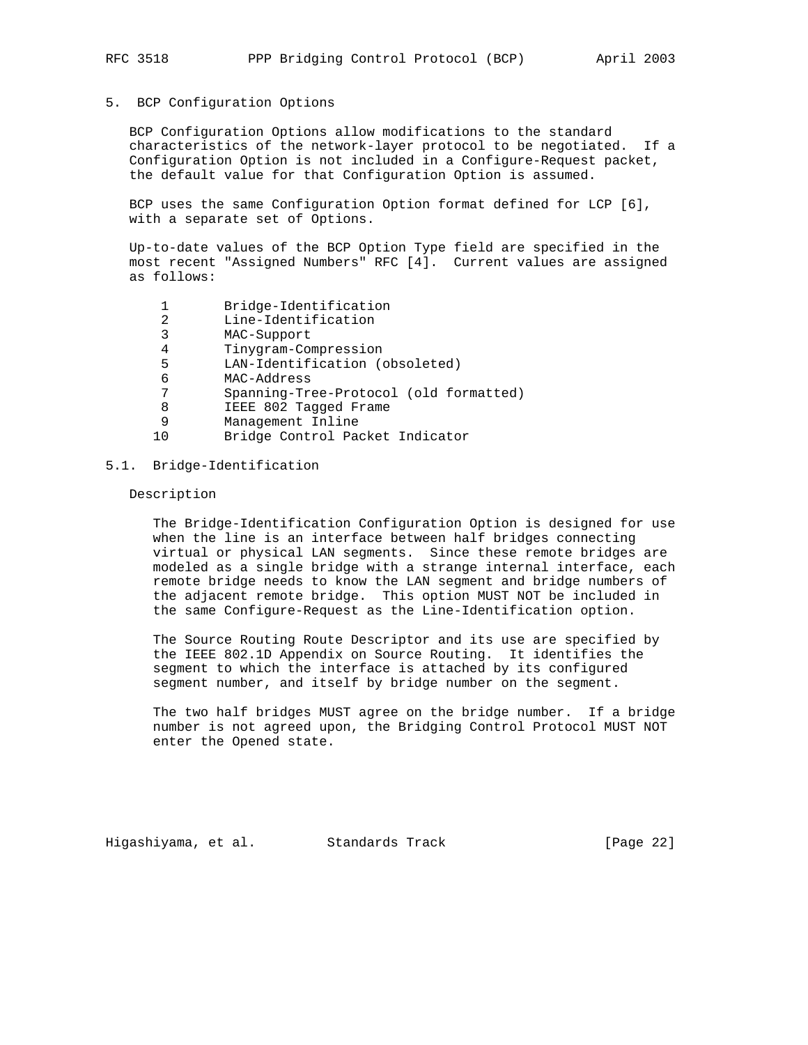## 5. BCP Configuration Options

BCP Configuration Options allow modifications to the standard characteristics of the network-layer protocol to be negotiated. If a Configuration Option is not included in a Configure-Request packet, the default value for that Configuration Option is assumed.

BCP uses the same Configuration Option format defined for LCP [6], with a separate set of Options.

Up-to-date values of the BCP Option Type field are specified in the most recent "Assigned Numbers" RFC [4]. Current values are assigned as follows:

```
 1       Bridge-Identification
 2       Line-Identification
 3       MAC-Support
 4       Tinygram-Compression
 5       LAN-Identification (obsoleted)
 6       MAC-Address
 7       Spanning-Tree-Protocol (old formatted)
 8       IEEE 802 Tagged Frame
 9       Management Inline
10       Bridge Control Packet Indicator
```

### 5.1. Bridge-Identification

Description

The Bridge-Identification Configuration Option is designed for use when the line is an interface between half bridges connecting virtual or physical LAN segments. Since these remote bridges are modeled as a single bridge with a strange internal interface, each remote bridge needs to know the LAN segment and bridge numbers of the adjacent remote bridge. This option MUST NOT be included in the same Configure-Request as the Line-Identification option.

The Source Routing Route Descriptor and its use are specified by the IEEE 802.1D Appendix on Source Routing. It identifies the segment to which the interface is attached by its configured segment number, and itself by bridge number on the segment.

The two half bridges MUST agree on the bridge number. If a bridge number is not agreed upon, the Bridging Control Protocol MUST NOT enter the Opened state.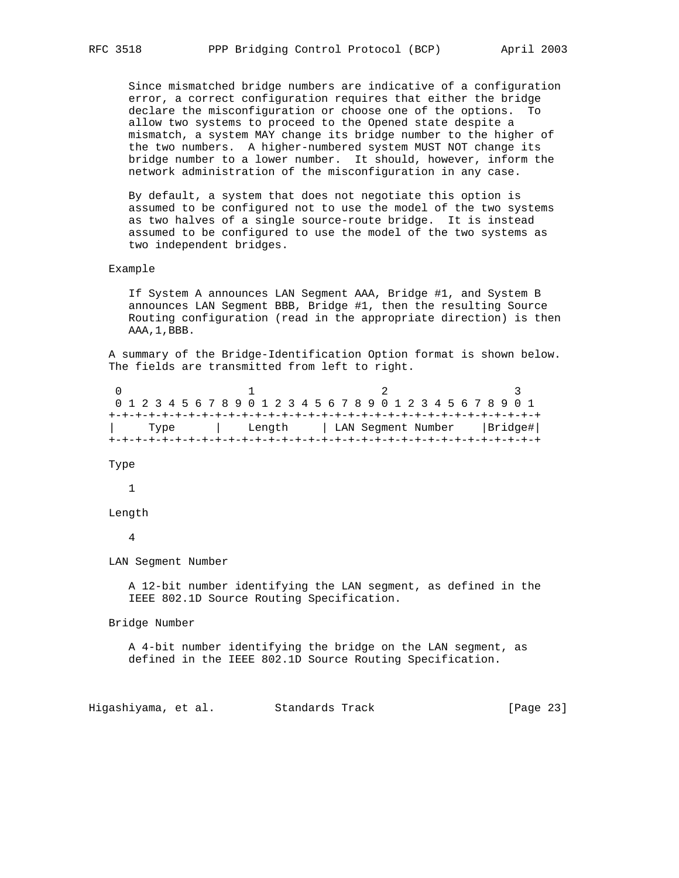Since mismatched bridge numbers are indicative of a configuration error, a correct configuration requires that either the bridge declare the misconfiguration or choose one of the options. To allow two systems to proceed to the Opened state despite a mismatch, a system MAY change its bridge number to the higher of the two numbers. A higher-numbered system MUST NOT change its bridge number to a lower number. It should, however, inform the network administration of the misconfiguration in any case.

By default, a system that does not negotiate this option is assumed to be configured not to use the model of the two systems as two halves of a single source-route bridge. It is instead assumed to be configured to use the model of the two systems as two independent bridges.

Example

If System A announces LAN Segment AAA, Bridge #1, and System B announces LAN Segment BBB, Bridge #1, then the resulting Source Routing configuration (read in the appropriate direction) is then AAA,1,BBB.

A summary of the Bridge-Identification Option format is shown below. The fields are transmitted from left to right.

```
 0                   1                   2                   3
 0 1 2 3 4 5 6 7 8 9 0 1 2 3 4 5 6 7 8 9 0 1 2 3 4 5 6 7 8 9 0 1
+-+-+-+-+-+-+-+-+-+-+-+-+-+-+-+-+-+-+-+-+-+-+-+-+-+-+-+-+-+-+-+-+
|     Type      |    Length     | LAN Segment Number    |Bridge#|
+-+-+-+-+-+-+-+-+-+-+-+-+-+-+-+-+-+-+-+-+-+-+-+-+-+-+-+-+-+-+-+-+
```

Type

1

Length

4

LAN Segment Number

A 12-bit number identifying the LAN segment, as defined in the IEEE 802.1D Source Routing Specification.

Bridge Number

A 4-bit number identifying the bridge on the LAN segment, as defined in the IEEE 802.1D Source Routing Specification.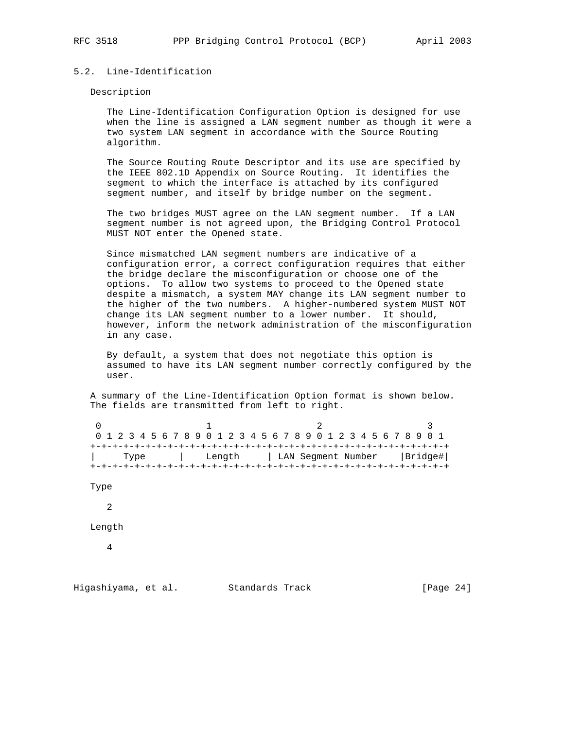## 5.2. Line-Identification

Description

The Line-Identification Configuration Option is designed for use when the line is assigned a LAN segment number as though it were a two system LAN segment in accordance with the Source Routing algorithm.

The Source Routing Route Descriptor and its use are specified by the IEEE 802.1D Appendix on Source Routing. It identifies the segment to which the interface is attached by its configured segment number, and itself by bridge number on the segment.

The two bridges MUST agree on the LAN segment number. If a LAN segment number is not agreed upon, the Bridging Control Protocol MUST NOT enter the Opened state.

Since mismatched LAN segment numbers are indicative of a configuration error, a correct configuration requires that either the bridge declare the misconfiguration or choose one of the options. To allow two systems to proceed to the Opened state despite a mismatch, a system MAY change its LAN segment number to the higher of the two numbers. A higher-numbered system MUST NOT change its LAN segment number to a lower number. It should, however, inform the network administration of the misconfiguration in any case.

By default, a system that does not negotiate this option is assumed to have its LAN segment number correctly configured by the user.

A summary of the Line-Identification Option format is shown below. The fields are transmitted from left to right.

```
 0                   1                   2                   3
 0 1 2 3 4 5 6 7 8 9 0 1 2 3 4 5 6 7 8 9 0 1 2 3 4 5 6 7 8 9 0 1
+-+-+-+-+-+-+-+-+-+-+-+-+-+-+-+-+-+-+-+-+-+-+-+-+-+-+-+-+-+-+-+-+
|     Type      |    Length     | LAN Segment Number    |Bridge#|
+-+-+-+-+-+-+-+-+-+-+-+-+-+-+-+-+-+-+-+-+-+-+-+-+-+-+-+-+-+-+-+-+
```

Type

2

Length

4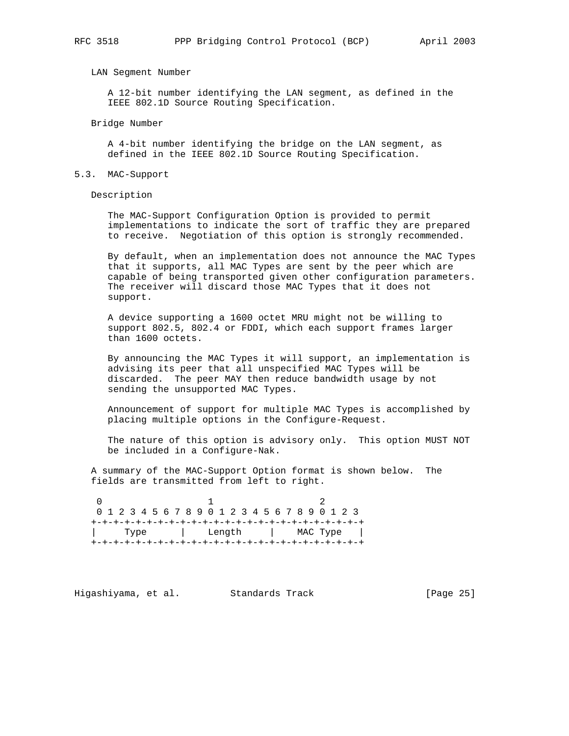LAN Segment Number

A 12-bit number identifying the LAN segment, as defined in the IEEE 802.1D Source Routing Specification.

Bridge Number

A 4-bit number identifying the bridge on the LAN segment, as defined in the IEEE 802.1D Source Routing Specification.

## 5.3. MAC-Support

Description

The MAC-Support Configuration Option is provided to permit implementations to indicate the sort of traffic they are prepared to receive. Negotiation of this option is strongly recommended.

By default, when an implementation does not announce the MAC Types that it supports, all MAC Types are sent by the peer which are capable of being transported given other configuration parameters. The receiver will discard those MAC Types that it does not support.

A device supporting a 1600 octet MRU might not be willing to support 802.5, 802.4 or FDDI, which each support frames larger than 1600 octets.

By announcing the MAC Types it will support, an implementation is advising its peer that all unspecified MAC Types will be discarded. The peer MAY then reduce bandwidth usage by not sending the unsupported MAC Types.

Announcement of support for multiple MAC Types is accomplished by placing multiple options in the Configure-Request.

The nature of this option is advisory only. This option MUST NOT be included in a Configure-Nak.

A summary of the MAC-Support Option format is shown below. The fields are transmitted from left to right.

```
 0                   1                   2
 0 1 2 3 4 5 6 7 8 9 0 1 2 3 4 5 6 7 8 9 0 1 2 3
+-+-+-+-+-+-+-+-+-+-+-+-+-+-+-+-+-+-+-+-+-+-+-+-+
|     Type      |    Length     |   MAC Type    |
+-+-+-+-+-+-+-+-+-+-+-+-+-+-+-+-+-+-+-+-+-+-+-+-+
```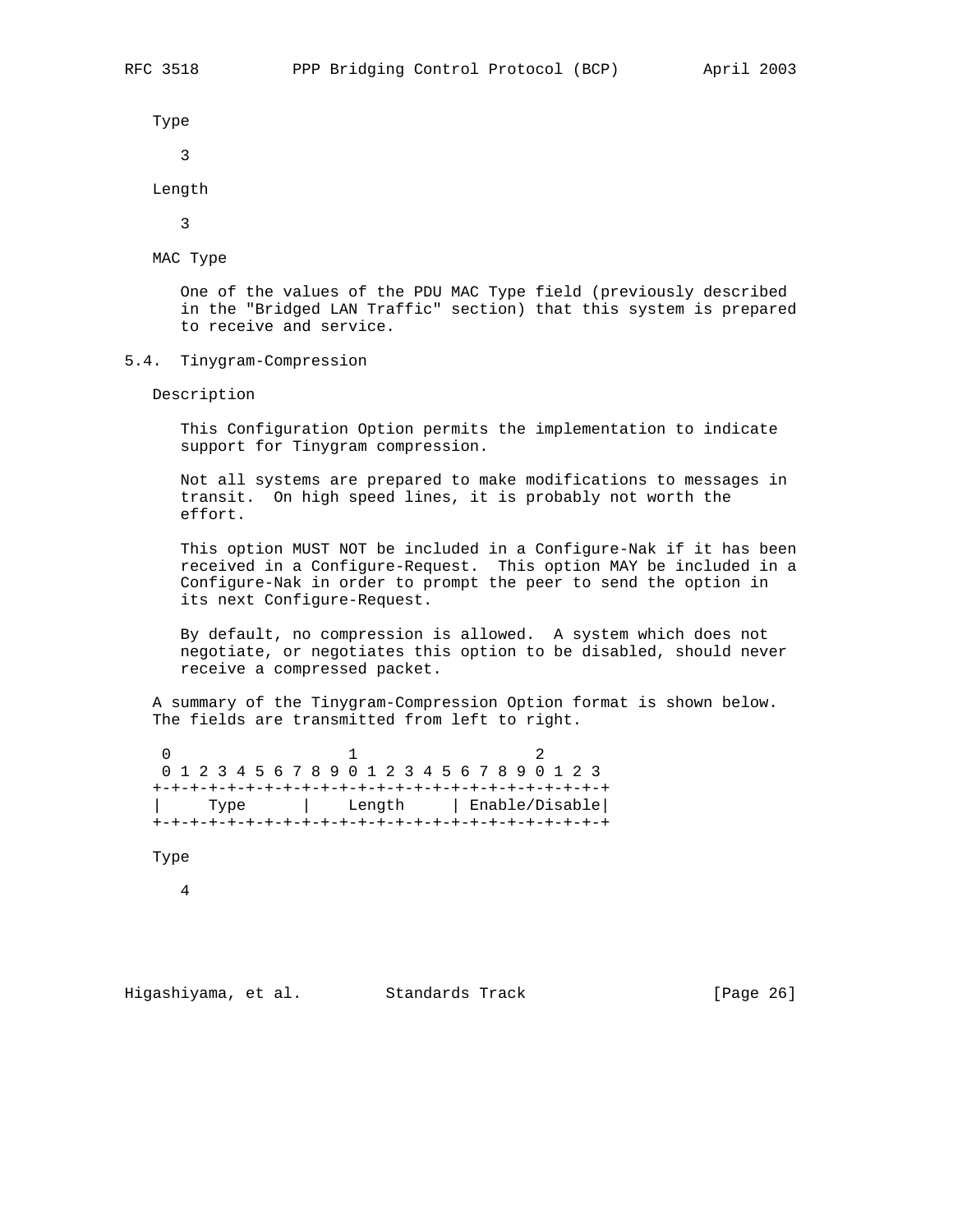Type

3

Length

3

MAC Type

One of the values of the PDU MAC Type field (previously described in the "Bridged LAN Traffic" section) that this system is prepared to receive and service.

### 5.4. Tinygram-Compression

Description

This Configuration Option permits the implementation to indicate support for Tinygram compression.

Not all systems are prepared to make modifications to messages in transit. On high speed lines, it is probably not worth the effort.

This option MUST NOT be included in a Configure-Nak if it has been received in a Configure-Request. This option MAY be included in a Configure-Nak in order to prompt the peer to send the option in its next Configure-Request.

By default, no compression is allowed. A system which does not negotiate, or negotiates this option to be disabled, should never receive a compressed packet.

A summary of the Tinygram-Compression Option format is shown below. The fields are transmitted from left to right.

```
 0                   1                   2
 0 1 2 3 4 5 6 7 8 9 0 1 2 3 4 5 6 7 8 9 0 1 2 3
+-+-+-+-+-+-+-+-+-+-+-+-+-+-+-+-+-+-+-+-+-+-+-+-+
|     Type      |    Length     | Enable/Disable|
+-+-+-+-+-+-+-+-+-+-+-+-+-+-+-+-+-+-+-+-+-+-+-+-+
```

Type

4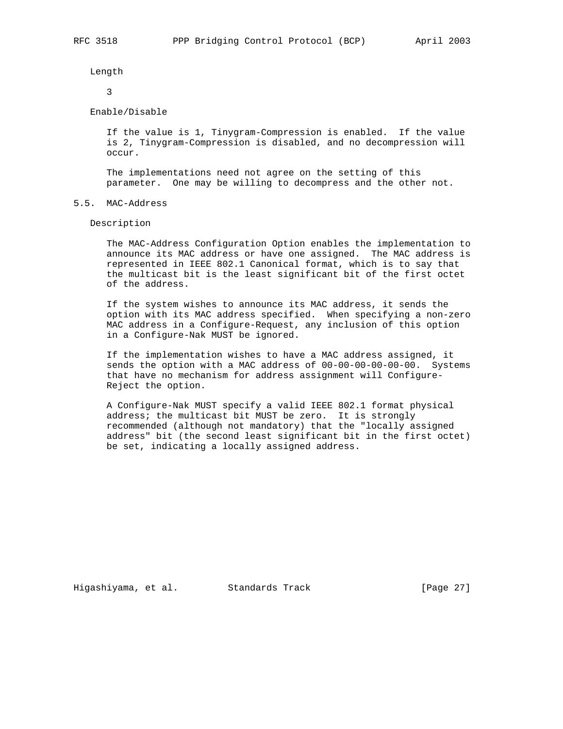Length

3

Enable/Disable

If the value is 1, Tinygram-Compression is enabled. If the value is 2, Tinygram-Compression is disabled, and no decompression will occur.

The implementations need not agree on the setting of this parameter. One may be willing to decompress and the other not.

## 5.5. MAC-Address

Description

The MAC-Address Configuration Option enables the implementation to announce its MAC address or have one assigned. The MAC address is represented in IEEE 802.1 Canonical format, which is to say that the multicast bit is the least significant bit of the first octet of the address.

If the system wishes to announce its MAC address, it sends the option with its MAC address specified. When specifying a non-zero MAC address in a Configure-Request, any inclusion of this option in a Configure-Nak MUST be ignored.

If the implementation wishes to have a MAC address assigned, it sends the option with a MAC address of 00-00-00-00-00-00. Systems that have no mechanism for address assignment will Configure-Reject the option.

A Configure-Nak MUST specify a valid IEEE 802.1 format physical address; the multicast bit MUST be zero. It is strongly recommended (although not mandatory) that the "locally assigned address" bit (the second least significant bit in the first octet) be set, indicating a locally assigned address.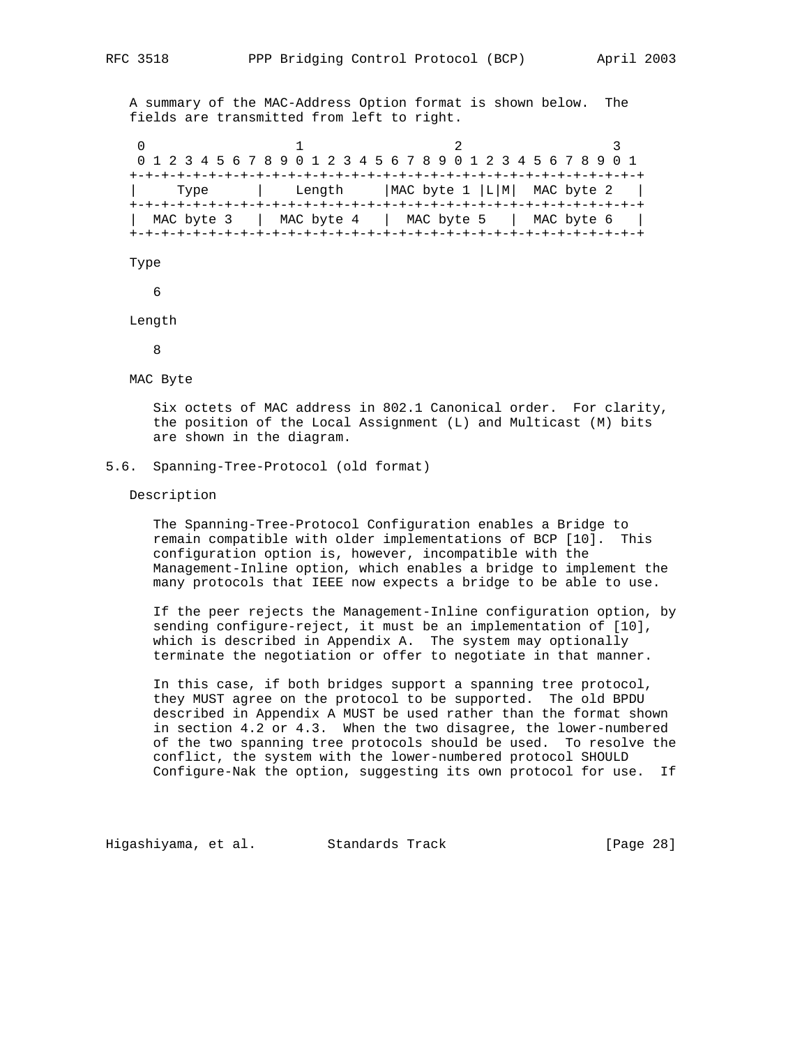A summary of the MAC-Address Option format is shown below. The fields are transmitted from left to right.

```
 0                   1                   2                   3
 0 1 2 3 4 5 6 7 8 9 0 1 2 3 4 5 6 7 8 9 0 1 2 3 4 5 6 7 8 9 0 1
+-+-+-+-+-+-+-+-+-+-+-+-+-+-+-+-+-+-+-+-+-+-+-+-+-+-+-+-+-+-+-+-+
|     Type      |    Length     |MAC byte 1 |L|M|  MAC byte 2   |
+-+-+-+-+-+-+-+-+-+-+-+-+-+-+-+-+-+-+-+-+-+-+-+-+-+-+-+-+-+-+-+-+
|  MAC byte 3   |  MAC byte 4   |  MAC byte 5   |  MAC byte 6   |
+-+-+-+-+-+-+-+-+-+-+-+-+-+-+-+-+-+-+-+-+-+-+-+-+-+-+-+-+-+-+-+-+
```

Type

6

Length

8

MAC Byte

Six octets of MAC address in 802.1 Canonical order. For clarity, the position of the Local Assignment (L) and Multicast (M) bits are shown in the diagram.

## 5.6. Spanning-Tree-Protocol (old format)

Description

The Spanning-Tree-Protocol Configuration enables a Bridge to remain compatible with older implementations of BCP [10]. This configuration option is, however, incompatible with the Management-Inline option, which enables a bridge to implement the many protocols that IEEE now expects a bridge to be able to use.

If the peer rejects the Management-Inline configuration option, by sending configure-reject, it must be an implementation of [10], which is described in Appendix A. The system may optionally terminate the negotiation or offer to negotiate in that manner.

In this case, if both bridges support a spanning tree protocol, they MUST agree on the protocol to be supported. The old BPDU described in Appendix A MUST be used rather than the format shown in section 4.2 or 4.3. When the two disagree, the lower-numbered of the two spanning tree protocols should be used. To resolve the conflict, the system with the lower-numbered protocol SHOULD Configure-Nak the option, suggesting its own protocol for use. If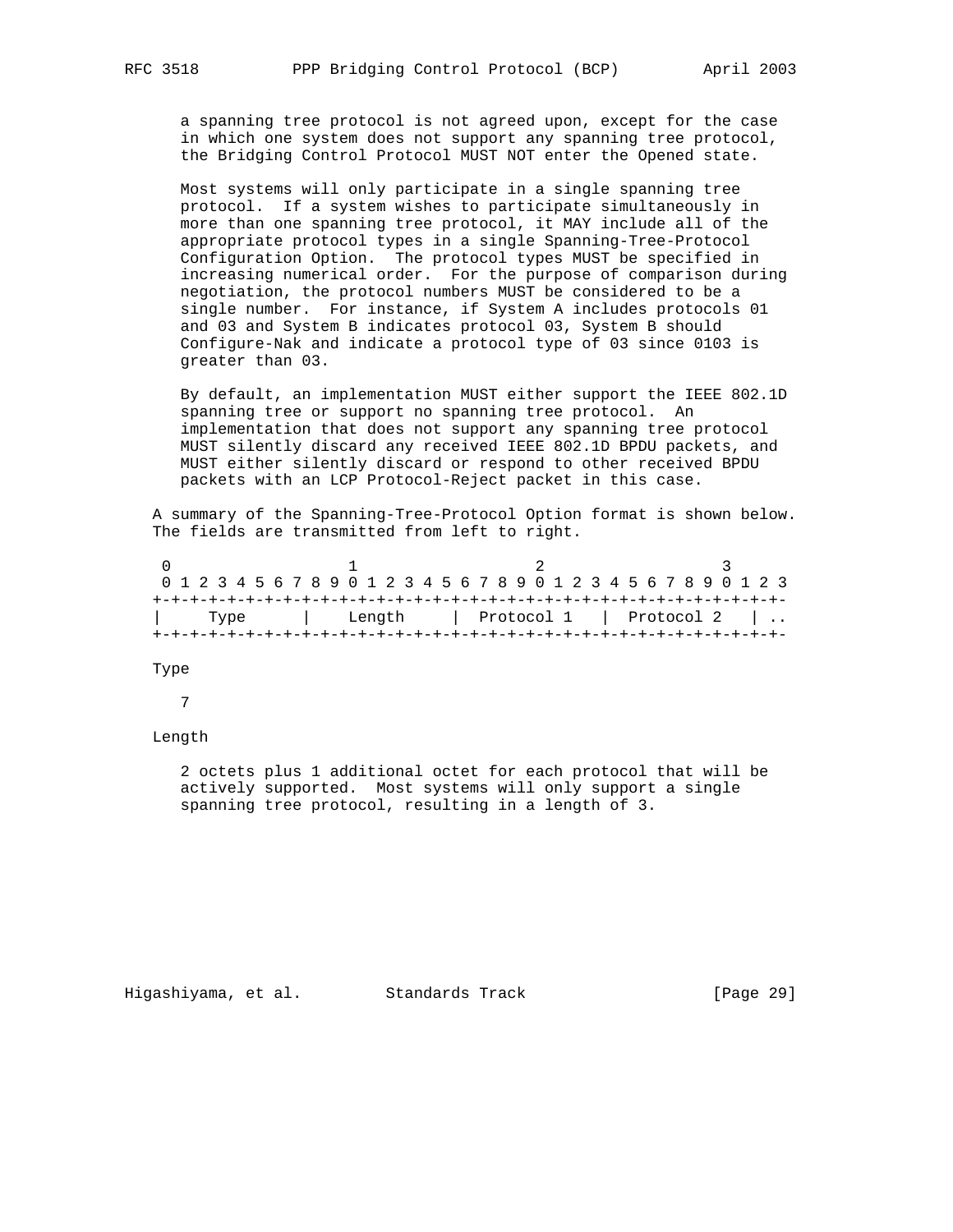a spanning tree protocol is not agreed upon, except for the case in which one system does not support any spanning tree protocol, the Bridging Control Protocol MUST NOT enter the Opened state.

Most systems will only participate in a single spanning tree protocol. If a system wishes to participate simultaneously in more than one spanning tree protocol, it MAY include all of the appropriate protocol types in a single Spanning-Tree-Protocol Configuration Option. The protocol types MUST be specified in increasing numerical order. For the purpose of comparison during negotiation, the protocol numbers MUST be considered to be a single number. For instance, if System A includes protocols 01 and 03 and System B indicates protocol 03, System B should Configure-Nak and indicate a protocol type of 03 since 0103 is greater than 03.

By default, an implementation MUST either support the IEEE 802.1D spanning tree or support no spanning tree protocol. An implementation that does not support any spanning tree protocol MUST silently discard any received IEEE 802.1D BPDU packets, and MUST either silently discard or respond to other received BPDU packets with an LCP Protocol-Reject packet in this case.

A summary of the Spanning-Tree-Protocol Option format is shown below. The fields are transmitted from left to right.

```
 0                   1                   2                   3
 0 1 2 3 4 5 6 7 8 9 0 1 2 3 4 5 6 7 8 9 0 1 2 3 4 5 6 7 8 9 0 1 2 3
+-+-+-+-+-+-+-+-+-+-+-+-+-+-+-+-+-+-+-+-+-+-+-+-+-+-+-+-+-+-+-+-+-+-+-
|     Type      |    Length     |  Protocol 1   |  Protocol 2   | ..
+-+-+-+-+-+-+-+-+-+-+-+-+-+-+-+-+-+-+-+-+-+-+-+-+-+-+-+-+-+-+-+-+-+-+-
```

Type

7

Length

2 octets plus 1 additional octet for each protocol that will be actively supported. Most systems will only support a single spanning tree protocol, resulting in a length of 3.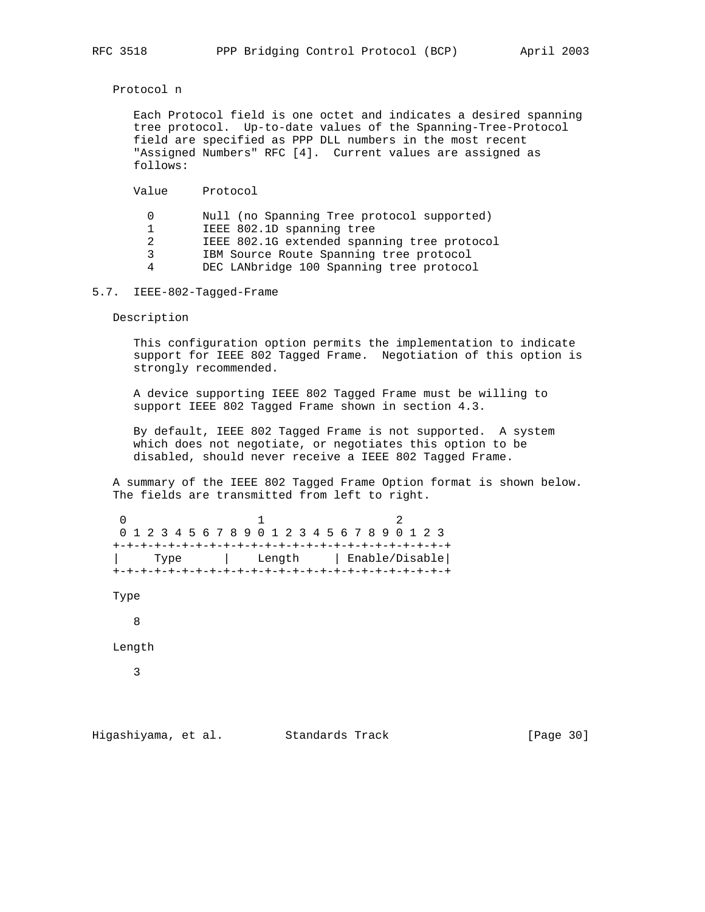Protocol n

Each Protocol field is one octet and indicates a desired spanning tree protocol. Up-to-date values of the Spanning-Tree-Protocol field are specified as PPP DLL numbers in the most recent "Assigned Numbers" RFC [4]. Current values are assigned as follows:

| Value | Protocol |
|---|---|
| 0 | Null (no Spanning Tree protocol supported) |
| 1 | IEEE 802.1D spanning tree |
| 2 | IEEE 802.1G extended spanning tree protocol |
| 3 | IBM Source Route Spanning tree protocol |
| 4 | DEC LANbridge 100 Spanning tree protocol |

## 5.7. IEEE-802-Tagged-Frame

Description

This configuration option permits the implementation to indicate support for IEEE 802 Tagged Frame. Negotiation of this option is strongly recommended.

A device supporting IEEE 802 Tagged Frame must be willing to support IEEE 802 Tagged Frame shown in section 4.3.

By default, IEEE 802 Tagged Frame is not supported. A system which does not negotiate, or negotiates this option to be disabled, should never receive a IEEE 802 Tagged Frame.

A summary of the IEEE 802 Tagged Frame Option format is shown below. The fields are transmitted from left to right.

```
 0                   1                   2
 0 1 2 3 4 5 6 7 8 9 0 1 2 3 4 5 6 7 8 9 0 1 2 3
+-+-+-+-+-+-+-+-+-+-+-+-+-+-+-+-+-+-+-+-+-+-+-+-+
|     Type      |    Length     | Enable/Disable|
+-+-+-+-+-+-+-+-+-+-+-+-+-+-+-+-+-+-+-+-+-+-+-+-+
```

Type

8

Length

3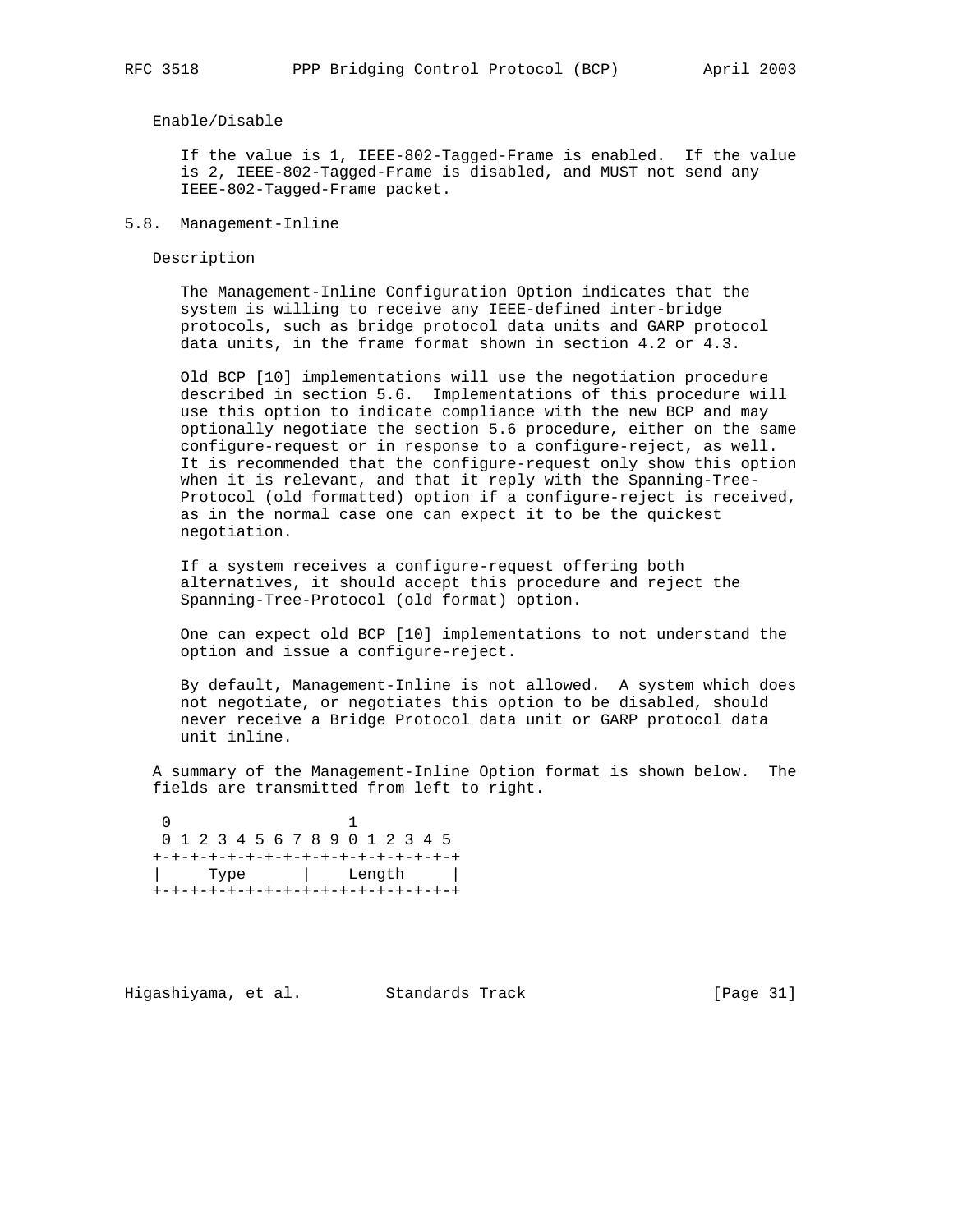Enable/Disable

If the value is 1, IEEE-802-Tagged-Frame is enabled. If the value is 2, IEEE-802-Tagged-Frame is disabled, and MUST not send any IEEE-802-Tagged-Frame packet.

## 5.8. Management-Inline

Description

The Management-Inline Configuration Option indicates that the system is willing to receive any IEEE-defined inter-bridge protocols, such as bridge protocol data units and GARP protocol data units, in the frame format shown in section 4.2 or 4.3.

Old BCP [10] implementations will use the negotiation procedure described in section 5.6. Implementations of this procedure will use this option to indicate compliance with the new BCP and may optionally negotiate the section 5.6 procedure, either on the same configure-request or in response to a configure-reject, as well. It is recommended that the configure-request only show this option when it is relevant, and that it reply with the Spanning-Tree-Protocol (old formatted) option if a configure-reject is received, as in the normal case one can expect it to be the quickest negotiation.

If a system receives a configure-request offering both alternatives, it should accept this procedure and reject the Spanning-Tree-Protocol (old format) option.

One can expect old BCP [10] implementations to not understand the option and issue a configure-reject.

By default, Management-Inline is not allowed. A system which does not negotiate, or negotiates this option to be disabled, should never receive a Bridge Protocol data unit or GARP protocol data unit inline.

A summary of the Management-Inline Option format is shown below. The fields are transmitted from left to right.

```
 0                   1
 0 1 2 3 4 5 6 7 8 9 0 1 2 3 4 5
+-+-+-+-+-+-+-+-+-+-+-+-+-+-+-+-+
|     Type      |    Length     |
+-+-+-+-+-+-+-+-+-+-+-+-+-+-+-+-+
```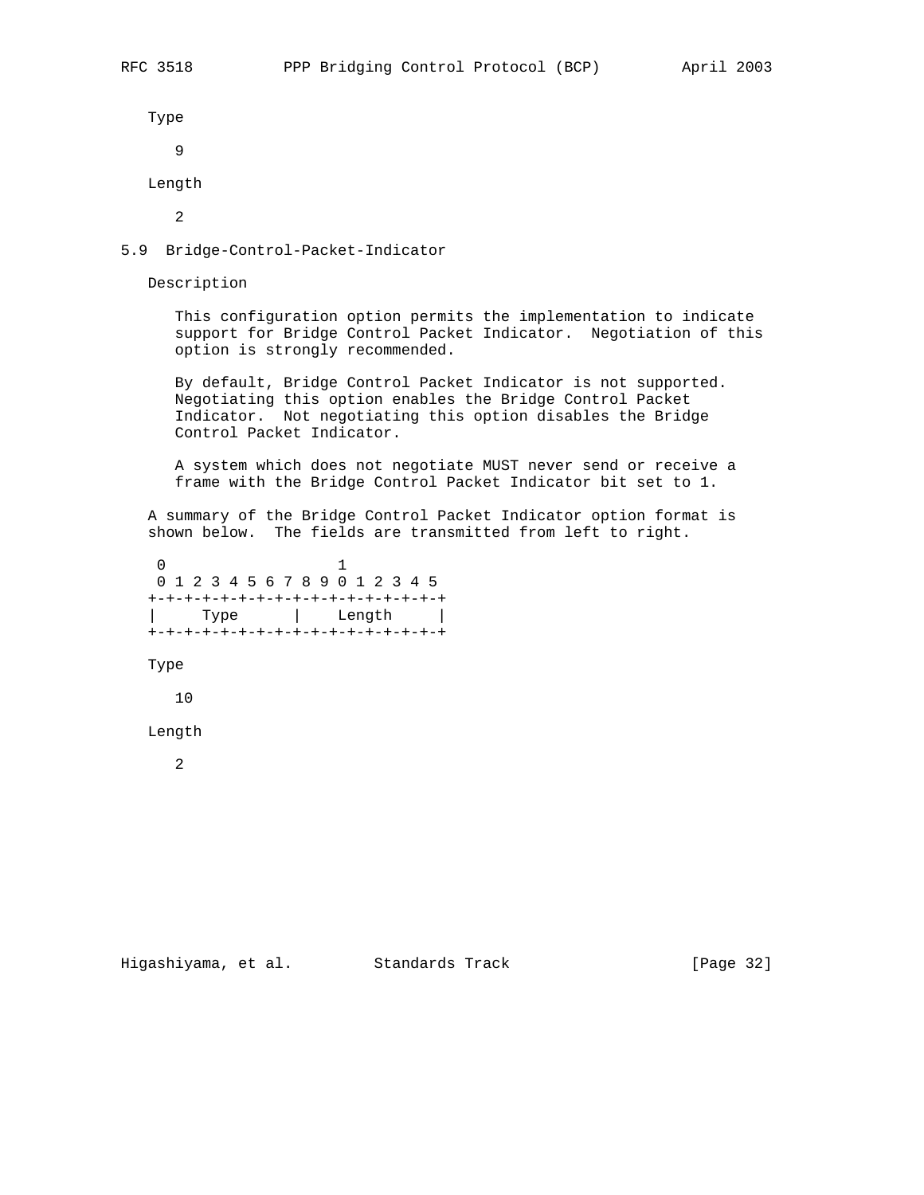Type

9

Length

2

### 5.9 Bridge-Control-Packet-Indicator

Description

This configuration option permits the implementation to indicate support for Bridge Control Packet Indicator. Negotiation of this option is strongly recommended.

By default, Bridge Control Packet Indicator is not supported. Negotiating this option enables the Bridge Control Packet Indicator. Not negotiating this option disables the Bridge Control Packet Indicator.

A system which does not negotiate MUST never send or receive a frame with the Bridge Control Packet Indicator bit set to 1.

A summary of the Bridge Control Packet Indicator option format is shown below. The fields are transmitted from left to right.

```
 0                   1
 0 1 2 3 4 5 6 7 8 9 0 1 2 3 4 5
+-+-+-+-+-+-+-+-+-+-+-+-+-+-+-+-+
|     Type      |    Length     |
+-+-+-+-+-+-+-+-+-+-+-+-+-+-+-+-+
```

Type

10

Length

2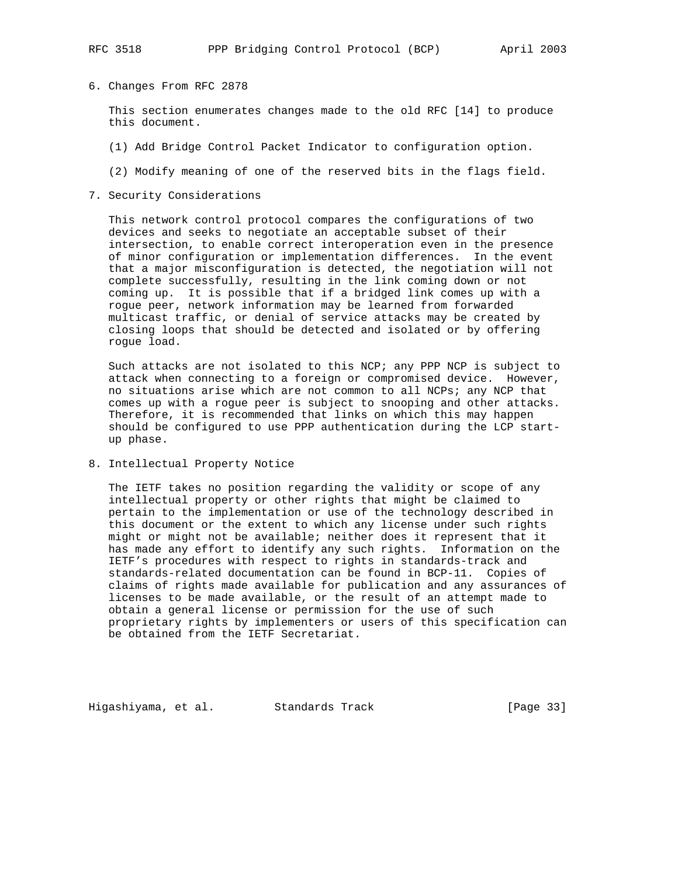## 6. Changes From RFC 2878

This section enumerates changes made to the old RFC [14] to produce this document.

(1) Add Bridge Control Packet Indicator to configuration option.

(2) Modify meaning of one of the reserved bits in the flags field.

## 7. Security Considerations

This network control protocol compares the configurations of two devices and seeks to negotiate an acceptable subset of their intersection, to enable correct interoperation even in the presence of minor configuration or implementation differences. In the event that a major misconfiguration is detected, the negotiation will not complete successfully, resulting in the link coming down or not coming up. It is possible that if a bridged link comes up with a rogue peer, network information may be learned from forwarded multicast traffic, or denial of service attacks may be created by closing loops that should be detected and isolated or by offering rogue load.

Such attacks are not isolated to this NCP; any PPP NCP is subject to attack when connecting to a foreign or compromised device. However, no situations arise which are not common to all NCPs; any NCP that comes up with a rogue peer is subject to snooping and other attacks. Therefore, it is recommended that links on which this may happen should be configured to use PPP authentication during the LCP start-up phase.

## 8. Intellectual Property Notice

The IETF takes no position regarding the validity or scope of any intellectual property or other rights that might be claimed to pertain to the implementation or use of the technology described in this document or the extent to which any license under such rights might or might not be available; neither does it represent that it has made any effort to identify any such rights. Information on the IETF's procedures with respect to rights in standards-track and standards-related documentation can be found in BCP-11. Copies of claims of rights made available for publication and any assurances of licenses to be made available, or the result of an attempt made to obtain a general license or permission for the use of such proprietary rights by implementers or users of this specification can be obtained from the IETF Secretariat.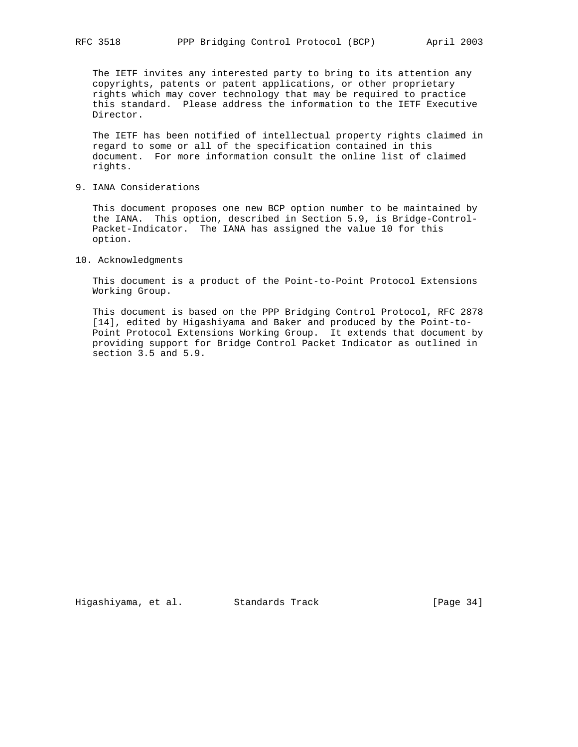The IETF invites any interested party to bring to its attention any copyrights, patents or patent applications, or other proprietary rights which may cover technology that may be required to practice this standard. Please address the information to the IETF Executive Director.

The IETF has been notified of intellectual property rights claimed in regard to some or all of the specification contained in this document. For more information consult the online list of claimed rights.

## 9. IANA Considerations

This document proposes one new BCP option number to be maintained by the IANA. This option, described in Section 5.9, is Bridge-Control-Packet-Indicator. The IANA has assigned the value 10 for this option.

## 10. Acknowledgments

This document is a product of the Point-to-Point Protocol Extensions Working Group.

This document is based on the PPP Bridging Control Protocol, RFC 2878 [14], edited by Higashiyama and Baker and produced by the Point-to-Point Protocol Extensions Working Group. It extends that document by providing support for Bridge Control Packet Indicator as outlined in section 3.5 and 5.9.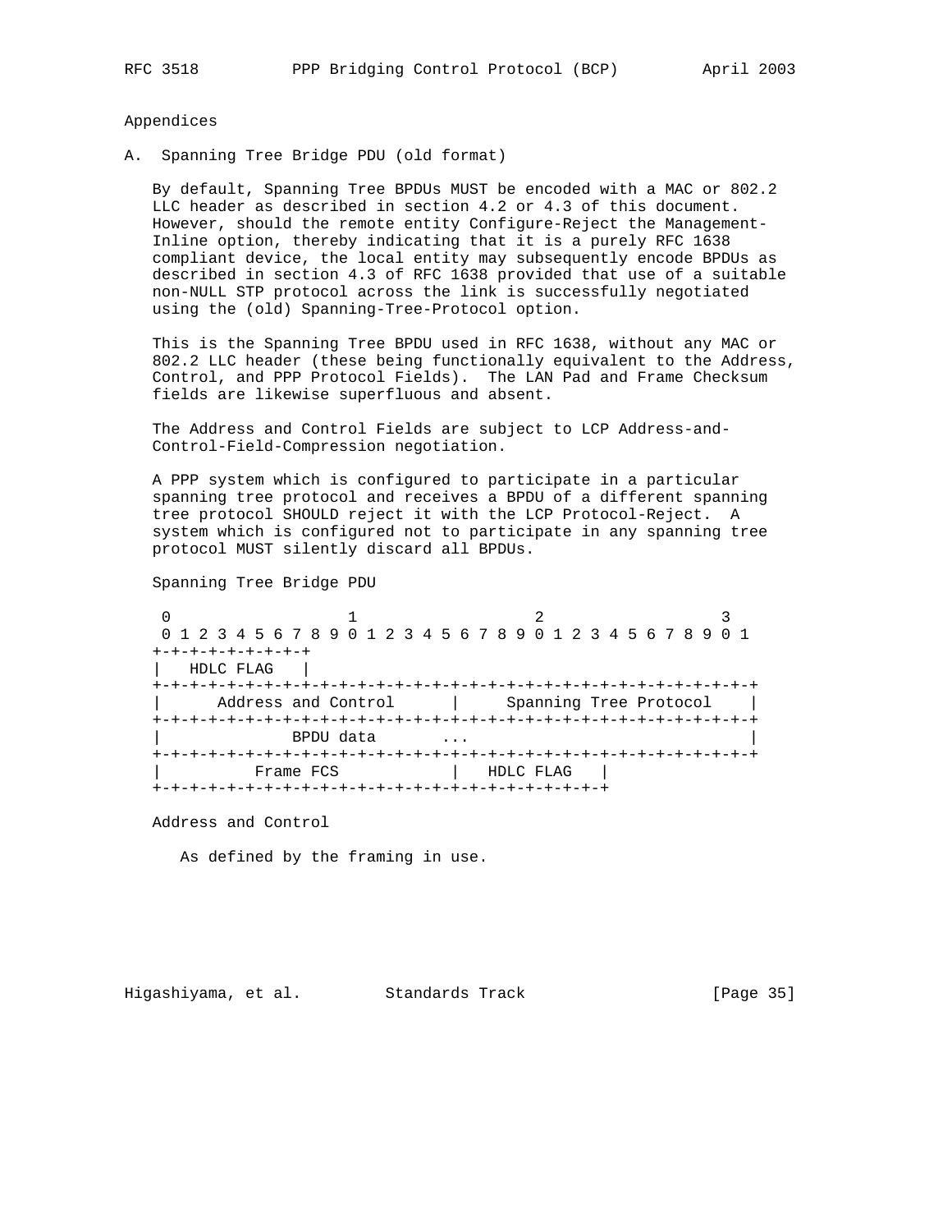Appendices

## A. Spanning Tree Bridge PDU (old format)

By default, Spanning Tree BPDUs MUST be encoded with a MAC or 802.2 LLC header as described in section 4.2 or 4.3 of this document. However, should the remote entity Configure-Reject the Management-Inline option, thereby indicating that it is a purely RFC 1638 compliant device, the local entity may subsequently encode BPDUs as described in section 4.3 of RFC 1638 provided that use of a suitable non-NULL STP protocol across the link is successfully negotiated using the (old) Spanning-Tree-Protocol option.

This is the Spanning Tree BPDU used in RFC 1638, without any MAC or 802.2 LLC header (these being functionally equivalent to the Address, Control, and PPP Protocol Fields). The LAN Pad and Frame Checksum fields are likewise superfluous and absent.

The Address and Control Fields are subject to LCP Address-and-Control-Field-Compression negotiation.

A PPP system which is configured to participate in a particular spanning tree protocol and receives a BPDU of a different spanning tree protocol SHOULD reject it with the LCP Protocol-Reject. A system which is configured not to participate in any spanning tree protocol MUST silently discard all BPDUs.

Spanning Tree Bridge PDU

```
 0                   1                   2                   3
 0 1 2 3 4 5 6 7 8 9 0 1 2 3 4 5 6 7 8 9 0 1 2 3 4 5 6 7 8 9 0 1
+-+-+-+-+-+-+-+-+
|   HDLC FLAG   |
+-+-+-+-+-+-+-+-+-+-+-+-+-+-+-+-+-+-+-+-+-+-+-+-+-+-+-+-+-+-+-+-+
|      Address and Control      |     Spanning Tree Protocol    |
+-+-+-+-+-+-+-+-+-+-+-+-+-+-+-+-+-+-+-+-+-+-+-+-+-+-+-+-+-+-+-+-+
|             BPDU data       ...                               |
+-+-+-+-+-+-+-+-+-+-+-+-+-+-+-+-+-+-+-+-+-+-+-+-+-+-+-+-+-+-+-+-+
|         Frame FCS             |   HDLC FLAG   |
+-+-+-+-+-+-+-+-+-+-+-+-+-+-+-+-+-+-+-+-+-+-+-+-+
```

Address and Control

As defined by the framing in use.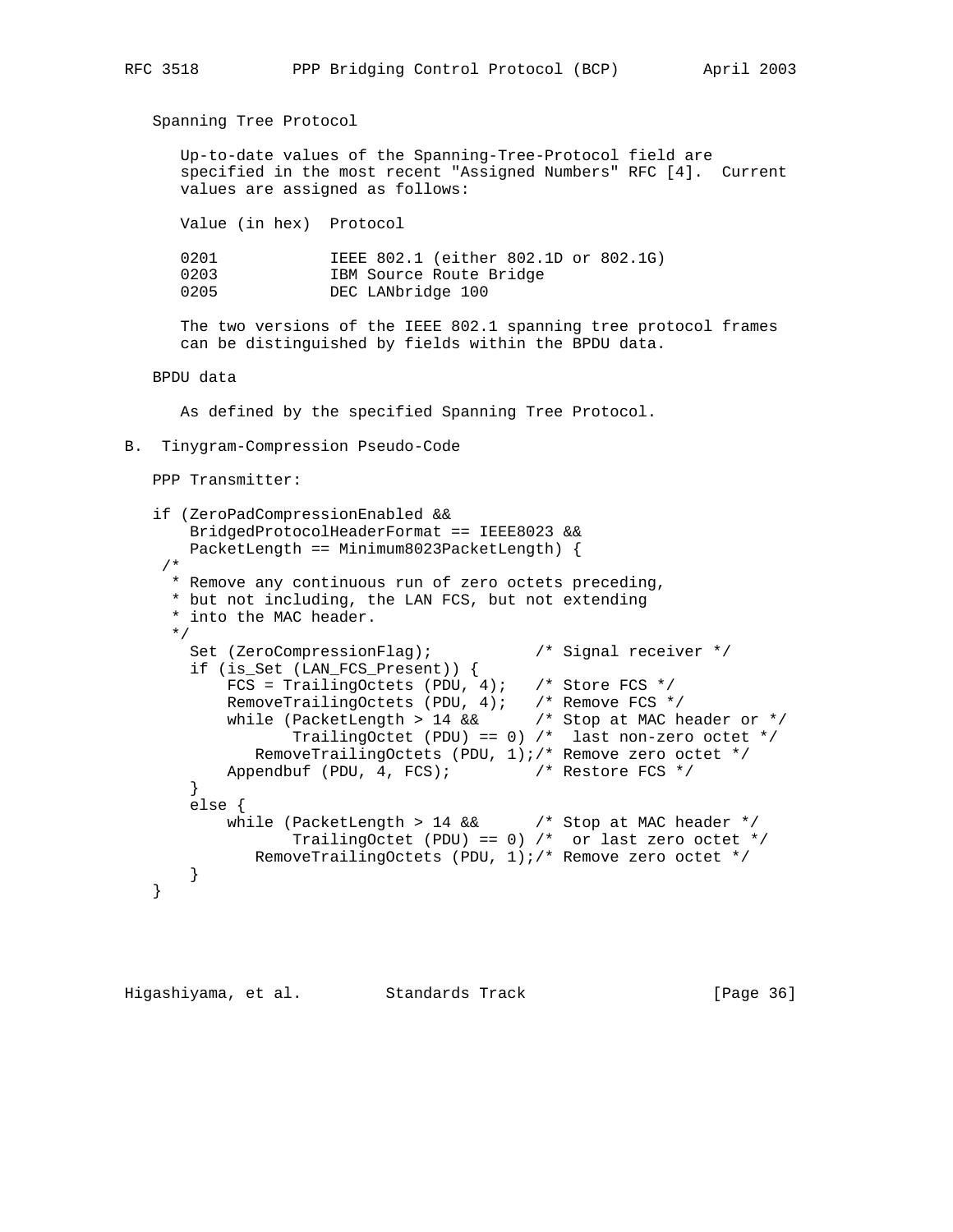Spanning Tree Protocol

Up-to-date values of the Spanning-Tree-Protocol field are specified in the most recent "Assigned Numbers" RFC [4]. Current values are assigned as follows:

| Value (in hex) | Protocol |
|---|---|
| 0201 | IEEE 802.1 (either 802.1D or 802.1G) |
| 0203 | IBM Source Route Bridge |
| 0205 | DEC LANbridge 100 |

The two versions of the IEEE 802.1 spanning tree protocol frames can be distinguished by fields within the BPDU data.

BPDU data

As defined by the specified Spanning Tree Protocol.

## B. Tinygram-Compression Pseudo-Code

PPP Transmitter:

```
if (ZeroPadCompressionEnabled &&
    BridgedProtocolHeaderFormat == IEEE8023 &&
    PacketLength == Minimum8023PacketLength) {
 /*
  * Remove any continuous run of zero octets preceding,
  * but not including, the LAN FCS, but not extending
  * into the MAC header.
  */
    Set (ZeroCompressionFlag);           /* Signal receiver */
    if (is_Set (LAN_FCS_Present)) {
        FCS = TrailingOctets (PDU, 4);   /* Store FCS */
        RemoveTrailingOctets (PDU, 4);   /* Remove FCS */
        while (PacketLength > 14 &&      /* Stop at MAC header or */
               TrailingOctet (PDU) == 0) /*  last non-zero octet */
           RemoveTrailingOctets (PDU, 1);/* Remove zero octet */
        Appendbuf (PDU, 4, FCS);         /* Restore FCS */
    }
    else {
        while (PacketLength > 14 &&      /* Stop at MAC header */
               TrailingOctet (PDU) == 0) /*  or last zero octet */
           RemoveTrailingOctets (PDU, 1);/* Remove zero octet */
    }
}
```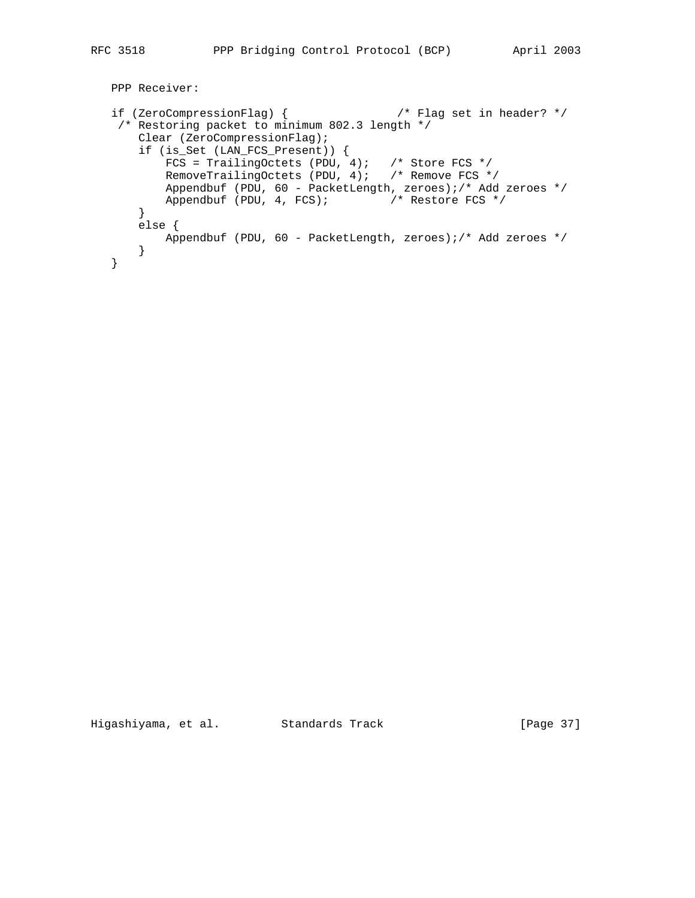PPP Receiver:

```
if (ZeroCompressionFlag) {                /* Flag set in header? */
 /* Restoring packet to minimum 802.3 length */
    Clear (ZeroCompressionFlag);
    if (is_Set (LAN_FCS_Present)) {
        FCS = TrailingOctets (PDU, 4);   /* Store FCS */
        RemoveTrailingOctets (PDU, 4);   /* Remove FCS */
        Appendbuf (PDU, 60 - PacketLength, zeroes);/* Add zeroes */
        Appendbuf (PDU, 4, FCS);         /* Restore FCS */
    }
    else {
        Appendbuf (PDU, 60 - PacketLength, zeroes);/* Add zeroes */
    }
}
```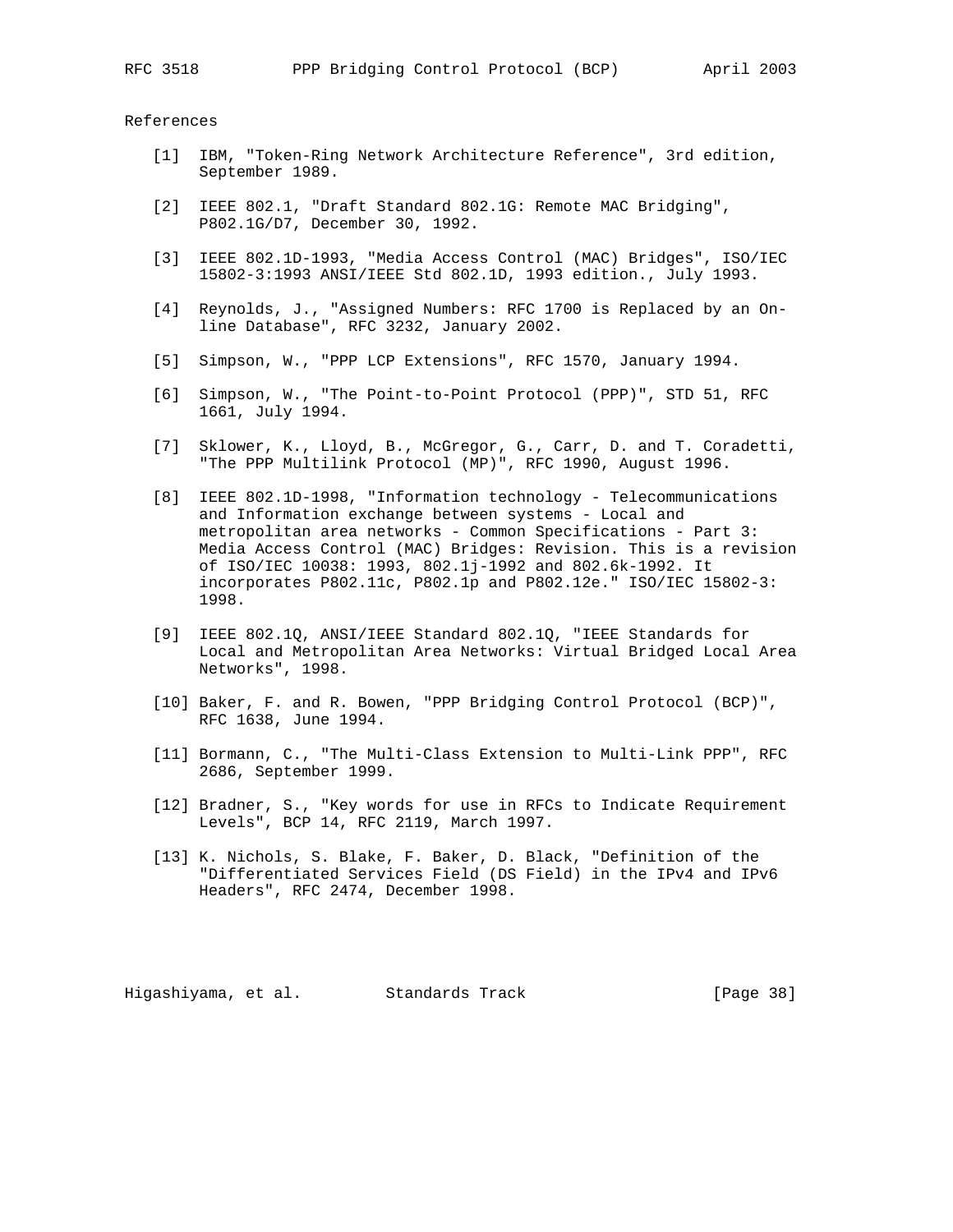## References

[1] IBM, "Token-Ring Network Architecture Reference", 3rd edition, September 1989.

[2] IEEE 802.1, "Draft Standard 802.1G: Remote MAC Bridging", P802.1G/D7, December 30, 1992.

[3] IEEE 802.1D-1993, "Media Access Control (MAC) Bridges", ISO/IEC 15802-3:1993 ANSI/IEEE Std 802.1D, 1993 edition., July 1993.

[4] Reynolds, J., "Assigned Numbers: RFC 1700 is Replaced by an On-line Database", RFC 3232, January 2002.

[5] Simpson, W., "PPP LCP Extensions", RFC 1570, January 1994.

[6] Simpson, W., "The Point-to-Point Protocol (PPP)", STD 51, RFC 1661, July 1994.

[7] Sklower, K., Lloyd, B., McGregor, G., Carr, D. and T. Coradetti, "The PPP Multilink Protocol (MP)", RFC 1990, August 1996.

[8] IEEE 802.1D-1998, "Information technology - Telecommunications and Information exchange between systems - Local and metropolitan area networks - Common Specifications - Part 3: Media Access Control (MAC) Bridges: Revision. This is a revision of ISO/IEC 10038: 1993, 802.1j-1992 and 802.6k-1992. It incorporates P802.11c, P802.1p and P802.12e." ISO/IEC 15802-3: 1998.

[9] IEEE 802.1Q, ANSI/IEEE Standard 802.1Q, "IEEE Standards for Local and Metropolitan Area Networks: Virtual Bridged Local Area Networks", 1998.

[10] Baker, F. and R. Bowen, "PPP Bridging Control Protocol (BCP)", RFC 1638, June 1994.

[11] Bormann, C., "The Multi-Class Extension to Multi-Link PPP", RFC 2686, September 1999.

[12] Bradner, S., "Key words for use in RFCs to Indicate Requirement Levels", BCP 14, RFC 2119, March 1997.

[13] K. Nichols, S. Blake, F. Baker, D. Black, "Definition of the "Differentiated Services Field (DS Field) in the IPv4 and IPv6 Headers", RFC 2474, December 1998.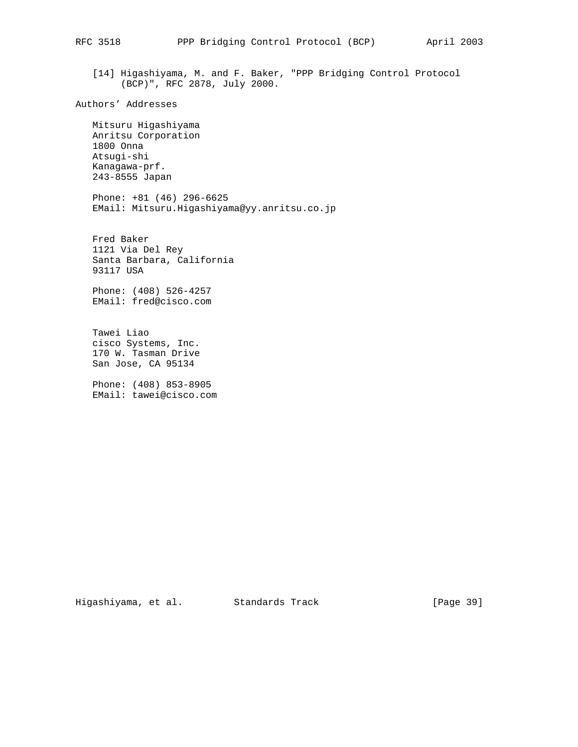[14] Higashiyama, M. and F. Baker, "PPP Bridging Control Protocol (BCP)", RFC 2878, July 2000.

## Authors' Addresses

Mitsuru Higashiyama
Anritsu Corporation
1800 Onna
Atsugi-shi
Kanagawa-prf.
243-8555 Japan

Phone: +81 (46) 296-6625
EMail: Mitsuru.Higashiyama@yy.anritsu.co.jp

Fred Baker
1121 Via Del Rey
Santa Barbara, California
93117 USA

Phone: (408) 526-4257
EMail: fred@cisco.com

Tawei Liao
cisco Systems, Inc.
170 W. Tasman Drive
San Jose, CA 95134

Phone: (408) 853-8905
EMail: tawei@cisco.com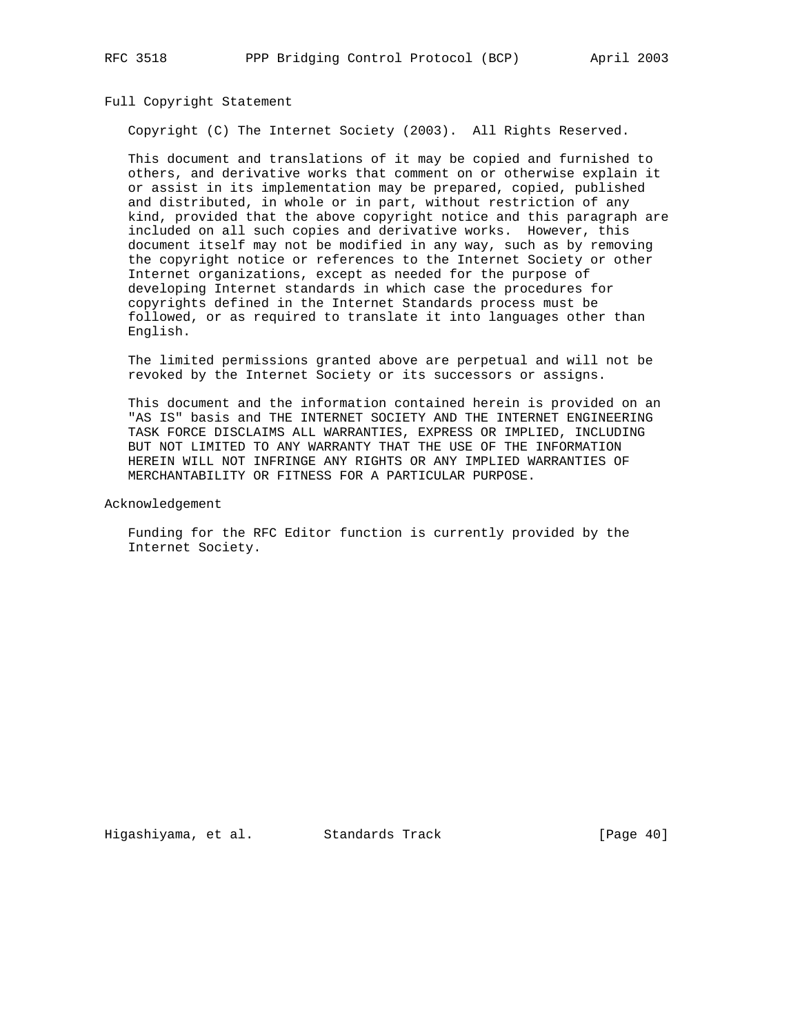## Full Copyright Statement

Copyright (C) The Internet Society (2003). All Rights Reserved.

This document and translations of it may be copied and furnished to others, and derivative works that comment on or otherwise explain it or assist in its implementation may be prepared, copied, published and distributed, in whole or in part, without restriction of any kind, provided that the above copyright notice and this paragraph are included on all such copies and derivative works. However, this document itself may not be modified in any way, such as by removing the copyright notice or references to the Internet Society or other Internet organizations, except as needed for the purpose of developing Internet standards in which case the procedures for copyrights defined in the Internet Standards process must be followed, or as required to translate it into languages other than English.

The limited permissions granted above are perpetual and will not be revoked by the Internet Society or its successors or assigns.

This document and the information contained herein is provided on an "AS IS" basis and THE INTERNET SOCIETY AND THE INTERNET ENGINEERING TASK FORCE DISCLAIMS ALL WARRANTIES, EXPRESS OR IMPLIED, INCLUDING BUT NOT LIMITED TO ANY WARRANTY THAT THE USE OF THE INFORMATION HEREIN WILL NOT INFRINGE ANY RIGHTS OR ANY IMPLIED WARRANTIES OF MERCHANTABILITY OR FITNESS FOR A PARTICULAR PURPOSE.

## Acknowledgement

Funding for the RFC Editor function is currently provided by the Internet Society.